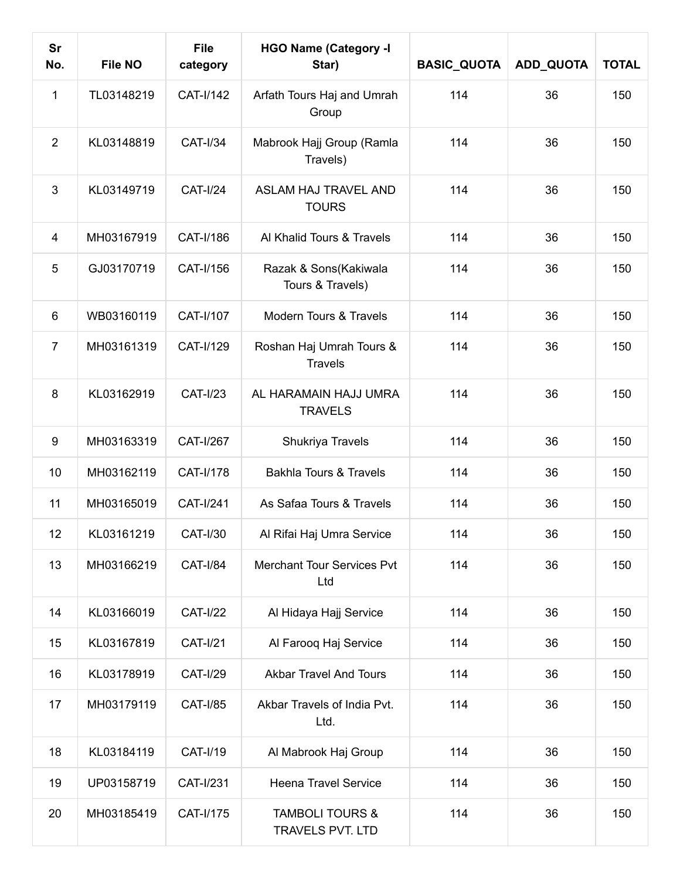| Sr No. | File NO | File category | HGO Name (Category -I Star) | BASIC_QUOTA | ADD_QUOTA | TOTAL |
|---|---|---|---|---|---|---|
| 1 | TL03148219 | CAT-I/142 | Arfath Tours Haj and Umrah Group | 114 | 36 | 150 |
| 2 | KL03148819 | CAT-I/34 | Mabrook Hajj Group (Ramla Travels) | 114 | 36 | 150 |
| 3 | KL03149719 | CAT-I/24 | ASLAM HAJ TRAVEL AND TOURS | 114 | 36 | 150 |
| 4 | MH03167919 | CAT-I/186 | Al Khalid Tours & Travels | 114 | 36 | 150 |
| 5 | GJ03170719 | CAT-I/156 | Razak & Sons(Kakiwala Tours & Travels) | 114 | 36 | 150 |
| 6 | WB03160119 | CAT-I/107 | Modern Tours & Travels | 114 | 36 | 150 |
| 7 | MH03161319 | CAT-I/129 | Roshan Haj Umrah Tours & Travels | 114 | 36 | 150 |
| 8 | KL03162919 | CAT-I/23 | AL HARAMAIN HAJJ UMRA TRAVELS | 114 | 36 | 150 |
| 9 | MH03163319 | CAT-I/267 | Shukriya Travels | 114 | 36 | 150 |
| 10 | MH03162119 | CAT-I/178 | Bakhla Tours & Travels | 114 | 36 | 150 |
| 11 | MH03165019 | CAT-I/241 | As Safaa Tours & Travels | 114 | 36 | 150 |
| 12 | KL03161219 | CAT-I/30 | Al Rifai Haj Umra Service | 114 | 36 | 150 |
| 13 | MH03166219 | CAT-I/84 | Merchant Tour Services Pvt Ltd | 114 | 36 | 150 |
| 14 | KL03166019 | CAT-I/22 | Al Hidaya Hajj Service | 114 | 36 | 150 |
| 15 | KL03167819 | CAT-I/21 | Al Farooq Haj Service | 114 | 36 | 150 |
| 16 | KL03178919 | CAT-I/29 | Akbar Travel And Tours | 114 | 36 | 150 |
| 17 | MH03179119 | CAT-I/85 | Akbar Travels of India Pvt. Ltd. | 114 | 36 | 150 |
| 18 | KL03184119 | CAT-I/19 | Al Mabrook Haj Group | 114 | 36 | 150 |
| 19 | UP03158719 | CAT-I/231 | Heena Travel Service | 114 | 36 | 150 |
| 20 | MH03185419 | CAT-I/175 | TAMBOLI TOURS & TRAVELS PVT. LTD | 114 | 36 | 150 |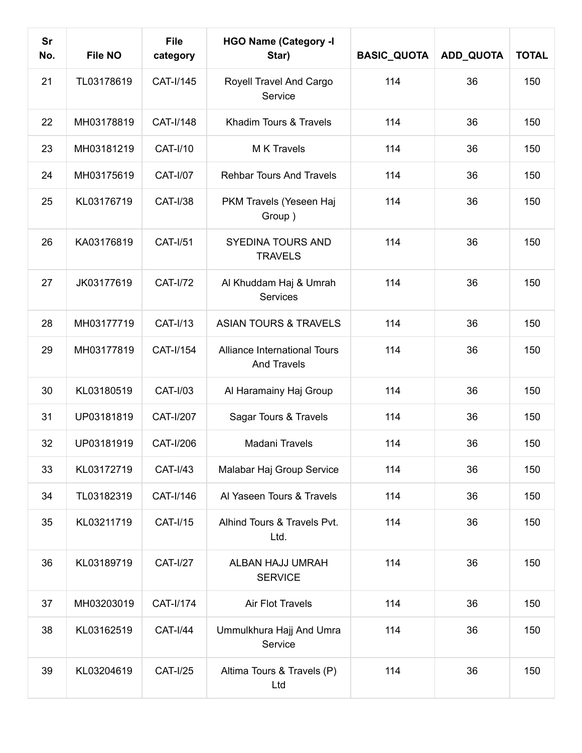| Sr No. | File NO | File category | HGO Name (Category -I Star) | BASIC_QUOTA | ADD_QUOTA | TOTAL |
|---|---|---|---|---|---|---|
| 21 | TL03178619 | CAT-I/145 | Royell Travel And Cargo Service | 114 | 36 | 150 |
| 22 | MH03178819 | CAT-I/148 | Khadim Tours & Travels | 114 | 36 | 150 |
| 23 | MH03181219 | CAT-I/10 | M K Travels | 114 | 36 | 150 |
| 24 | MH03175619 | CAT-I/07 | Rehbar Tours And Travels | 114 | 36 | 150 |
| 25 | KL03176719 | CAT-I/38 | PKM Travels (Yeseen Haj Group ) | 114 | 36 | 150 |
| 26 | KA03176819 | CAT-I/51 | SYEDINA TOURS AND TRAVELS | 114 | 36 | 150 |
| 27 | JK03177619 | CAT-I/72 | Al Khuddam Haj & Umrah Services | 114 | 36 | 150 |
| 28 | MH03177719 | CAT-I/13 | ASIAN TOURS & TRAVELS | 114 | 36 | 150 |
| 29 | MH03177819 | CAT-I/154 | Alliance International Tours And Travels | 114 | 36 | 150 |
| 30 | KL03180519 | CAT-I/03 | Al Haramainy Haj Group | 114 | 36 | 150 |
| 31 | UP03181819 | CAT-I/207 | Sagar Tours & Travels | 114 | 36 | 150 |
| 32 | UP03181919 | CAT-I/206 | Madani Travels | 114 | 36 | 150 |
| 33 | KL03172719 | CAT-I/43 | Malabar Haj Group Service | 114 | 36 | 150 |
| 34 | TL03182319 | CAT-I/146 | Al Yaseen Tours & Travels | 114 | 36 | 150 |
| 35 | KL03211719 | CAT-I/15 | Alhind Tours & Travels Pvt. Ltd. | 114 | 36 | 150 |
| 36 | KL03189719 | CAT-I/27 | ALBAN HAJJ UMRAH SERVICE | 114 | 36 | 150 |
| 37 | MH03203019 | CAT-I/174 | Air Flot Travels | 114 | 36 | 150 |
| 38 | KL03162519 | CAT-I/44 | Ummulkhura Hajj And Umra Service | 114 | 36 | 150 |
| 39 | KL03204619 | CAT-I/25 | Altima Tours & Travels (P) Ltd | 114 | 36 | 150 |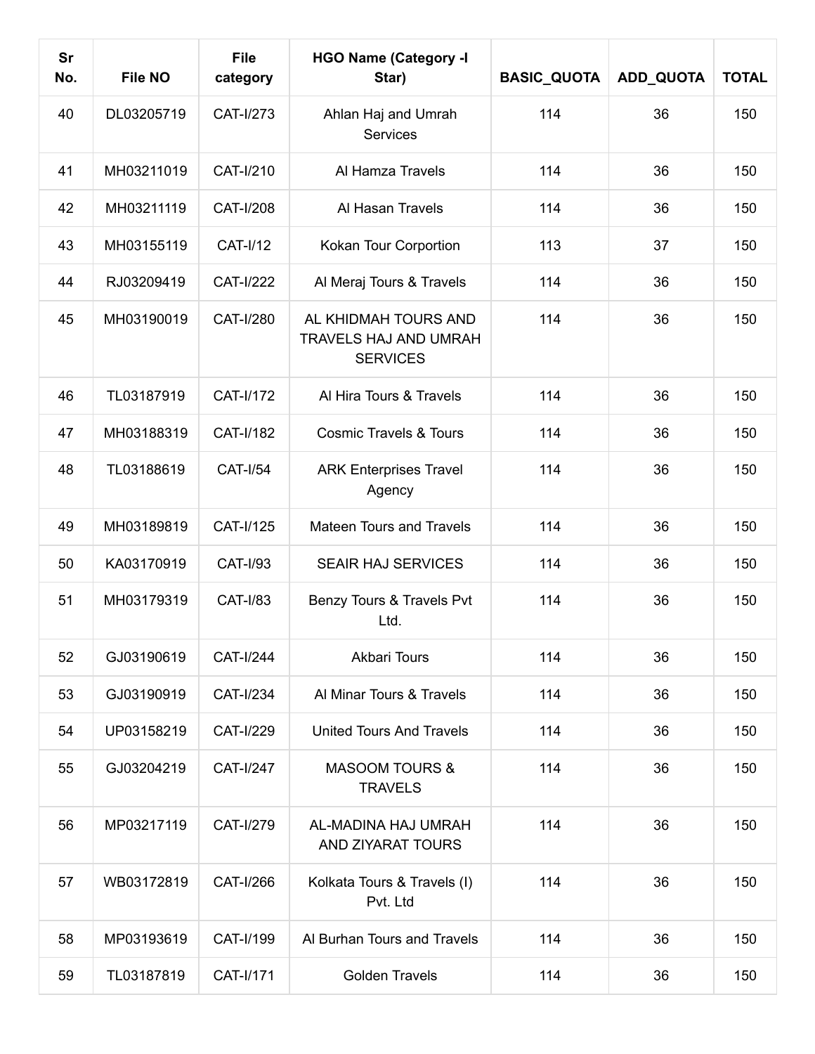| Sr No. | File NO | File category | HGO Name (Category -I Star) | BASIC_QUOTA | ADD_QUOTA | TOTAL |
|---|---|---|---|---|---|---|
| 40 | DL03205719 | CAT-I/273 | Ahlan Haj and Umrah Services | 114 | 36 | 150 |
| 41 | MH03211019 | CAT-I/210 | Al Hamza Travels | 114 | 36 | 150 |
| 42 | MH03211119 | CAT-I/208 | Al Hasan Travels | 114 | 36 | 150 |
| 43 | MH03155119 | CAT-I/12 | Kokan Tour Corportion | 113 | 37 | 150 |
| 44 | RJ03209419 | CAT-I/222 | Al Meraj Tours & Travels | 114 | 36 | 150 |
| 45 | MH03190019 | CAT-I/280 | AL KHIDMAH TOURS AND TRAVELS HAJ AND UMRAH SERVICES | 114 | 36 | 150 |
| 46 | TL03187919 | CAT-I/172 | Al Hira Tours & Travels | 114 | 36 | 150 |
| 47 | MH03188319 | CAT-I/182 | Cosmic Travels & Tours | 114 | 36 | 150 |
| 48 | TL03188619 | CAT-I/54 | ARK Enterprises Travel Agency | 114 | 36 | 150 |
| 49 | MH03189819 | CAT-I/125 | Mateen Tours and Travels | 114 | 36 | 150 |
| 50 | KA03170919 | CAT-I/93 | SEAIR HAJ SERVICES | 114 | 36 | 150 |
| 51 | MH03179319 | CAT-I/83 | Benzy Tours & Travels Pvt Ltd. | 114 | 36 | 150 |
| 52 | GJ03190619 | CAT-I/244 | Akbari Tours | 114 | 36 | 150 |
| 53 | GJ03190919 | CAT-I/234 | Al Minar Tours & Travels | 114 | 36 | 150 |
| 54 | UP03158219 | CAT-I/229 | United Tours And Travels | 114 | 36 | 150 |
| 55 | GJ03204219 | CAT-I/247 | MASOOM TOURS & TRAVELS | 114 | 36 | 150 |
| 56 | MP03217119 | CAT-I/279 | AL-MADINA HAJ UMRAH AND ZIYARAT TOURS | 114 | 36 | 150 |
| 57 | WB03172819 | CAT-I/266 | Kolkata Tours & Travels (I) Pvt. Ltd | 114 | 36 | 150 |
| 58 | MP03193619 | CAT-I/199 | Al Burhan Tours and Travels | 114 | 36 | 150 |
| 59 | TL03187819 | CAT-I/171 | Golden Travels | 114 | 36 | 150 |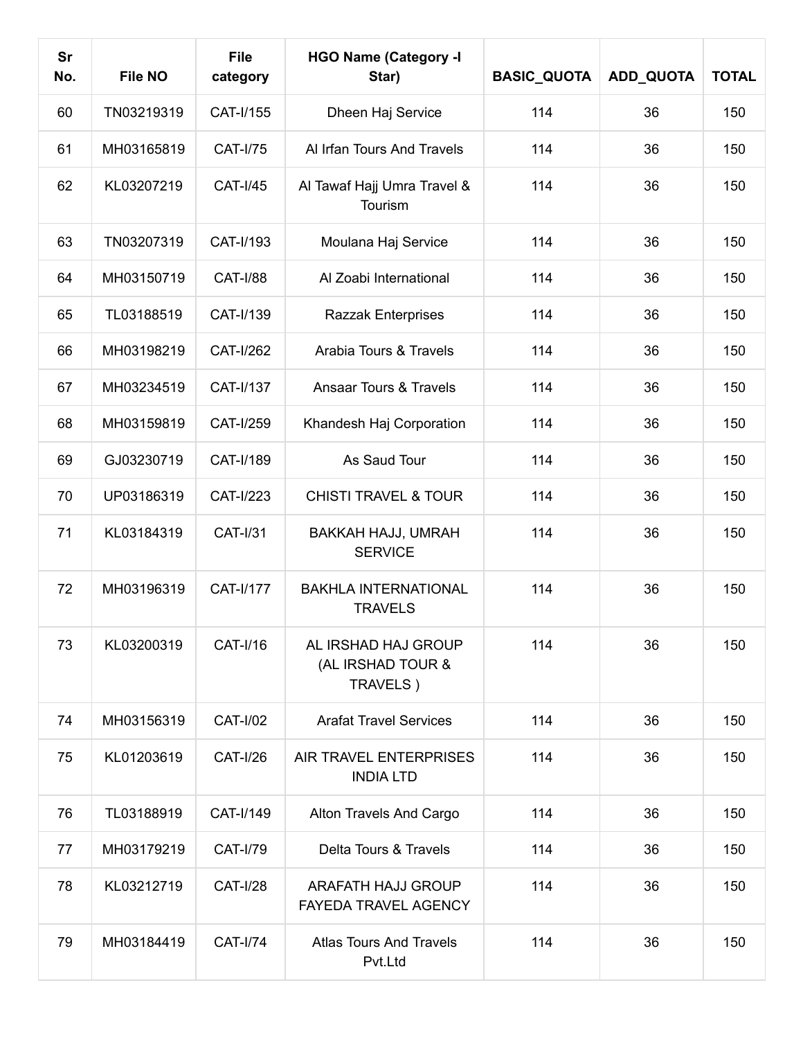| Sr No. | File NO | File category | HGO Name (Category -I Star) | BASIC_QUOTA | ADD_QUOTA | TOTAL |
|---|---|---|---|---|---|---|
| 60 | TN03219319 | CAT-I/155 | Dheen Haj Service | 114 | 36 | 150 |
| 61 | MH03165819 | CAT-I/75 | Al Irfan Tours And Travels | 114 | 36 | 150 |
| 62 | KL03207219 | CAT-I/45 | Al Tawaf Hajj Umra Travel & Tourism | 114 | 36 | 150 |
| 63 | TN03207319 | CAT-I/193 | Moulana Haj Service | 114 | 36 | 150 |
| 64 | MH03150719 | CAT-I/88 | Al Zoabi International | 114 | 36 | 150 |
| 65 | TL03188519 | CAT-I/139 | Razzak Enterprises | 114 | 36 | 150 |
| 66 | MH03198219 | CAT-I/262 | Arabia Tours & Travels | 114 | 36 | 150 |
| 67 | MH03234519 | CAT-I/137 | Ansaar Tours & Travels | 114 | 36 | 150 |
| 68 | MH03159819 | CAT-I/259 | Khandesh Haj Corporation | 114 | 36 | 150 |
| 69 | GJ03230719 | CAT-I/189 | As Saud Tour | 114 | 36 | 150 |
| 70 | UP03186319 | CAT-I/223 | CHISTI TRAVEL & TOUR | 114 | 36 | 150 |
| 71 | KL03184319 | CAT-I/31 | BAKKAH HAJJ, UMRAH SERVICE | 114 | 36 | 150 |
| 72 | MH03196319 | CAT-I/177 | BAKHLA INTERNATIONAL TRAVELS | 114 | 36 | 150 |
| 73 | KL03200319 | CAT-I/16 | AL IRSHAD HAJ GROUP (AL IRSHAD TOUR & TRAVELS ) | 114 | 36 | 150 |
| 74 | MH03156319 | CAT-I/02 | Arafat Travel Services | 114 | 36 | 150 |
| 75 | KL01203619 | CAT-I/26 | AIR TRAVEL ENTERPRISES INDIA LTD | 114 | 36 | 150 |
| 76 | TL03188919 | CAT-I/149 | Alton Travels And Cargo | 114 | 36 | 150 |
| 77 | MH03179219 | CAT-I/79 | Delta Tours & Travels | 114 | 36 | 150 |
| 78 | KL03212719 | CAT-I/28 | ARAFATH HAJJ GROUP FAYEDA TRAVEL AGENCY | 114 | 36 | 150 |
| 79 | MH03184419 | CAT-I/74 | Atlas Tours And Travels Pvt.Ltd | 114 | 36 | 150 |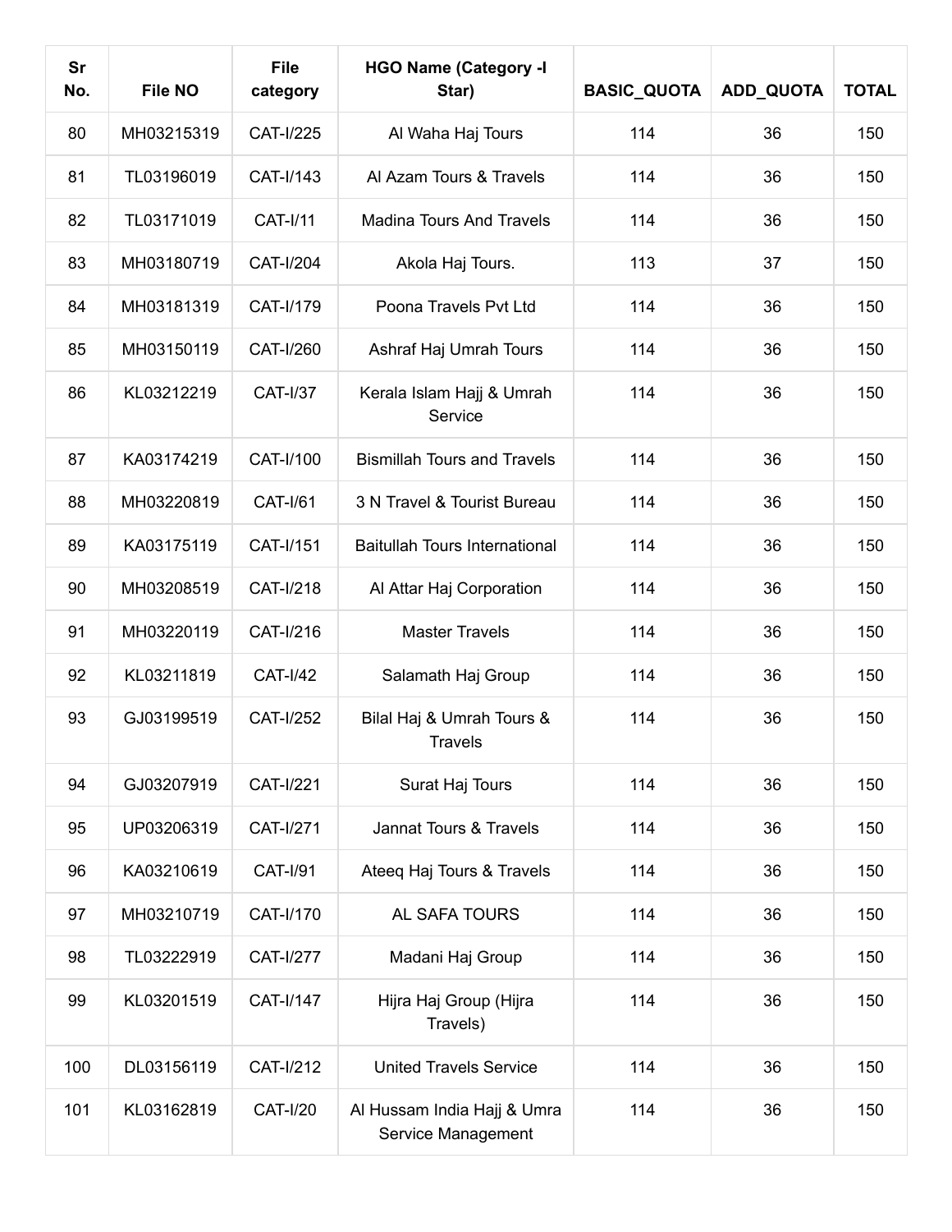| Sr No. | File NO | File category | HGO Name (Category -I Star) | BASIC_QUOTA | ADD_QUOTA | TOTAL |
|---|---|---|---|---|---|---|
| 80 | MH03215319 | CAT-I/225 | Al Waha Haj Tours | 114 | 36 | 150 |
| 81 | TL03196019 | CAT-I/143 | Al Azam Tours & Travels | 114 | 36 | 150 |
| 82 | TL03171019 | CAT-I/11 | Madina Tours And Travels | 114 | 36 | 150 |
| 83 | MH03180719 | CAT-I/204 | Akola Haj Tours. | 113 | 37 | 150 |
| 84 | MH03181319 | CAT-I/179 | Poona Travels Pvt Ltd | 114 | 36 | 150 |
| 85 | MH03150119 | CAT-I/260 | Ashraf Haj Umrah Tours | 114 | 36 | 150 |
| 86 | KL03212219 | CAT-I/37 | Kerala Islam Hajj & Umrah Service | 114 | 36 | 150 |
| 87 | KA03174219 | CAT-I/100 | Bismillah Tours and Travels | 114 | 36 | 150 |
| 88 | MH03220819 | CAT-I/61 | 3 N Travel & Tourist Bureau | 114 | 36 | 150 |
| 89 | KA03175119 | CAT-I/151 | Baitullah Tours International | 114 | 36 | 150 |
| 90 | MH03208519 | CAT-I/218 | Al Attar Haj Corporation | 114 | 36 | 150 |
| 91 | MH03220119 | CAT-I/216 | Master Travels | 114 | 36 | 150 |
| 92 | KL03211819 | CAT-I/42 | Salamath Haj Group | 114 | 36 | 150 |
| 93 | GJ03199519 | CAT-I/252 | Bilal Haj & Umrah Tours & Travels | 114 | 36 | 150 |
| 94 | GJ03207919 | CAT-I/221 | Surat Haj Tours | 114 | 36 | 150 |
| 95 | UP03206319 | CAT-I/271 | Jannat Tours & Travels | 114 | 36 | 150 |
| 96 | KA03210619 | CAT-I/91 | Ateeq Haj Tours & Travels | 114 | 36 | 150 |
| 97 | MH03210719 | CAT-I/170 | AL SAFA TOURS | 114 | 36 | 150 |
| 98 | TL03222919 | CAT-I/277 | Madani Haj Group | 114 | 36 | 150 |
| 99 | KL03201519 | CAT-I/147 | Hijra Haj Group (Hijra Travels) | 114 | 36 | 150 |
| 100 | DL03156119 | CAT-I/212 | United Travels Service | 114 | 36 | 150 |
| 101 | KL03162819 | CAT-I/20 | Al Hussam India Hajj & Umra Service Management | 114 | 36 | 150 |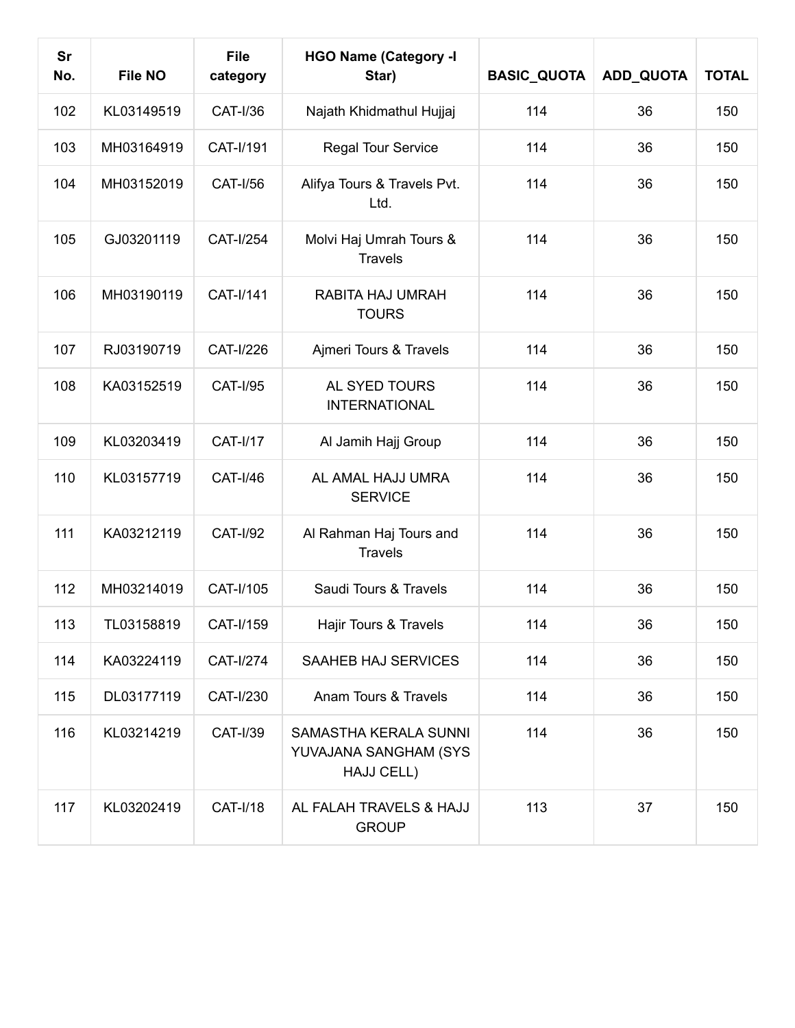| Sr No. | File NO | File category | HGO Name (Category -I Star) | BASIC_QUOTA | ADD_QUOTA | TOTAL |
|---|---|---|---|---|---|---|
| 102 | KL03149519 | CAT-I/36 | Najath Khidmathul Hujjaj | 114 | 36 | 150 |
| 103 | MH03164919 | CAT-I/191 | Regal Tour Service | 114 | 36 | 150 |
| 104 | MH03152019 | CAT-I/56 | Alifya Tours & Travels Pvt. Ltd. | 114 | 36 | 150 |
| 105 | GJ03201119 | CAT-I/254 | Molvi Haj Umrah Tours & Travels | 114 | 36 | 150 |
| 106 | MH03190119 | CAT-I/141 | RABITA HAJ UMRAH TOURS | 114 | 36 | 150 |
| 107 | RJ03190719 | CAT-I/226 | Ajmeri Tours & Travels | 114 | 36 | 150 |
| 108 | KA03152519 | CAT-I/95 | AL SYED TOURS INTERNATIONAL | 114 | 36 | 150 |
| 109 | KL03203419 | CAT-I/17 | Al Jamih Hajj Group | 114 | 36 | 150 |
| 110 | KL03157719 | CAT-I/46 | AL AMAL HAJJ UMRA SERVICE | 114 | 36 | 150 |
| 111 | KA03212119 | CAT-I/92 | Al Rahman Haj Tours and Travels | 114 | 36 | 150 |
| 112 | MH03214019 | CAT-I/105 | Saudi Tours & Travels | 114 | 36 | 150 |
| 113 | TL03158819 | CAT-I/159 | Hajir Tours & Travels | 114 | 36 | 150 |
| 114 | KA03224119 | CAT-I/274 | SAAHEB HAJ SERVICES | 114 | 36 | 150 |
| 115 | DL03177119 | CAT-I/230 | Anam Tours & Travels | 114 | 36 | 150 |
| 116 | KL03214219 | CAT-I/39 | SAMASTHA KERALA SUNNI YUVAJANA SANGHAM (SYS HAJJ CELL) | 114 | 36 | 150 |
| 117 | KL03202419 | CAT-I/18 | AL FALAH TRAVELS & HAJJ GROUP | 113 | 37 | 150 |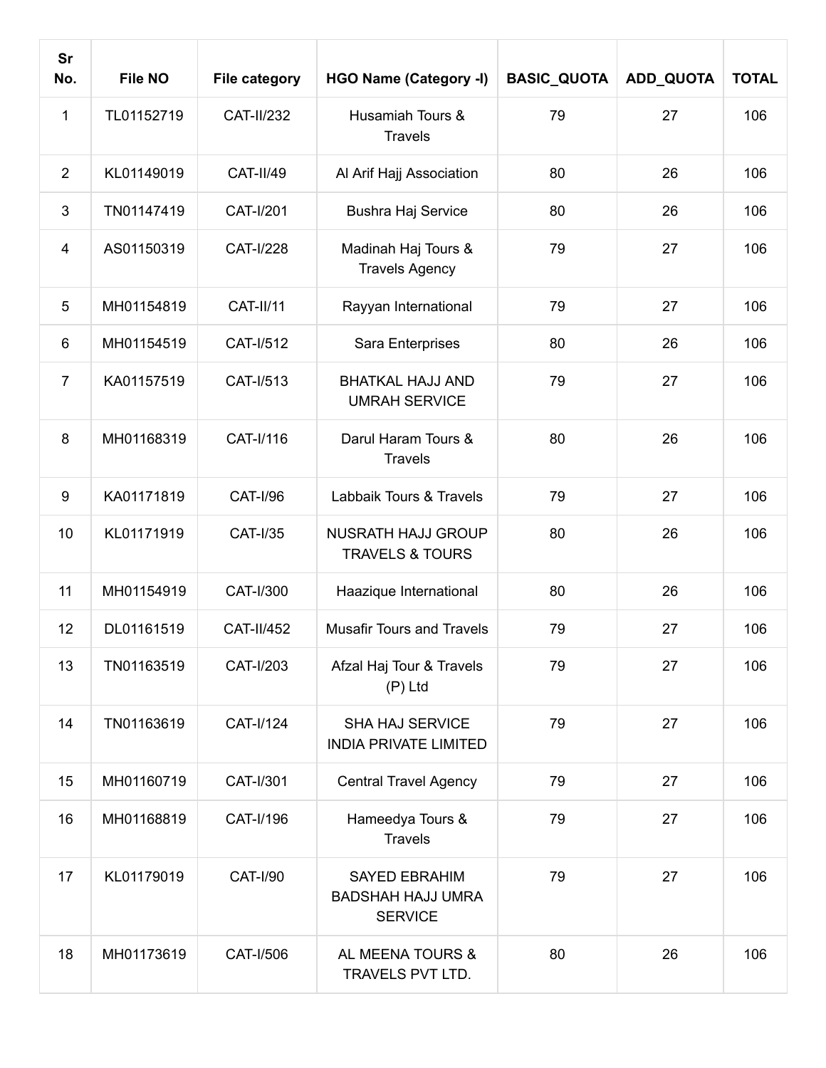| Sr No. | File NO | File category | HGO Name (Category -I) | BASIC_QUOTA | ADD_QUOTA | TOTAL |
|---|---|---|---|---|---|---|
| 1 | TL01152719 | CAT-II/232 | Husamiah Tours & Travels | 79 | 27 | 106 |
| 2 | KL01149019 | CAT-II/49 | Al Arif Hajj Association | 80 | 26 | 106 |
| 3 | TN01147419 | CAT-I/201 | Bushra Haj Service | 80 | 26 | 106 |
| 4 | AS01150319 | CAT-I/228 | Madinah Haj Tours & Travels Agency | 79 | 27 | 106 |
| 5 | MH01154819 | CAT-II/11 | Rayyan International | 79 | 27 | 106 |
| 6 | MH01154519 | CAT-I/512 | Sara Enterprises | 80 | 26 | 106 |
| 7 | KA01157519 | CAT-I/513 | BHATKAL HAJJ AND UMRAH SERVICE | 79 | 27 | 106 |
| 8 | MH01168319 | CAT-I/116 | Darul Haram Tours & Travels | 80 | 26 | 106 |
| 9 | KA01171819 | CAT-I/96 | Labbaik Tours & Travels | 79 | 27 | 106 |
| 10 | KL01171919 | CAT-I/35 | NUSRATH HAJJ GROUP TRAVELS & TOURS | 80 | 26 | 106 |
| 11 | MH01154919 | CAT-I/300 | Haazique International | 80 | 26 | 106 |
| 12 | DL01161519 | CAT-II/452 | Musafir Tours and Travels | 79 | 27 | 106 |
| 13 | TN01163519 | CAT-I/203 | Afzal Haj Tour & Travels (P) Ltd | 79 | 27 | 106 |
| 14 | TN01163619 | CAT-I/124 | SHA HAJ SERVICE INDIA PRIVATE LIMITED | 79 | 27 | 106 |
| 15 | MH01160719 | CAT-I/301 | Central Travel Agency | 79 | 27 | 106 |
| 16 | MH01168819 | CAT-I/196 | Hameedya Tours & Travels | 79 | 27 | 106 |
| 17 | KL01179019 | CAT-I/90 | SAYED EBRAHIM BADSHAH HAJJ UMRA SERVICE | 79 | 27 | 106 |
| 18 | MH01173619 | CAT-I/506 | AL MEENA TOURS & TRAVELS PVT LTD. | 80 | 26 | 106 |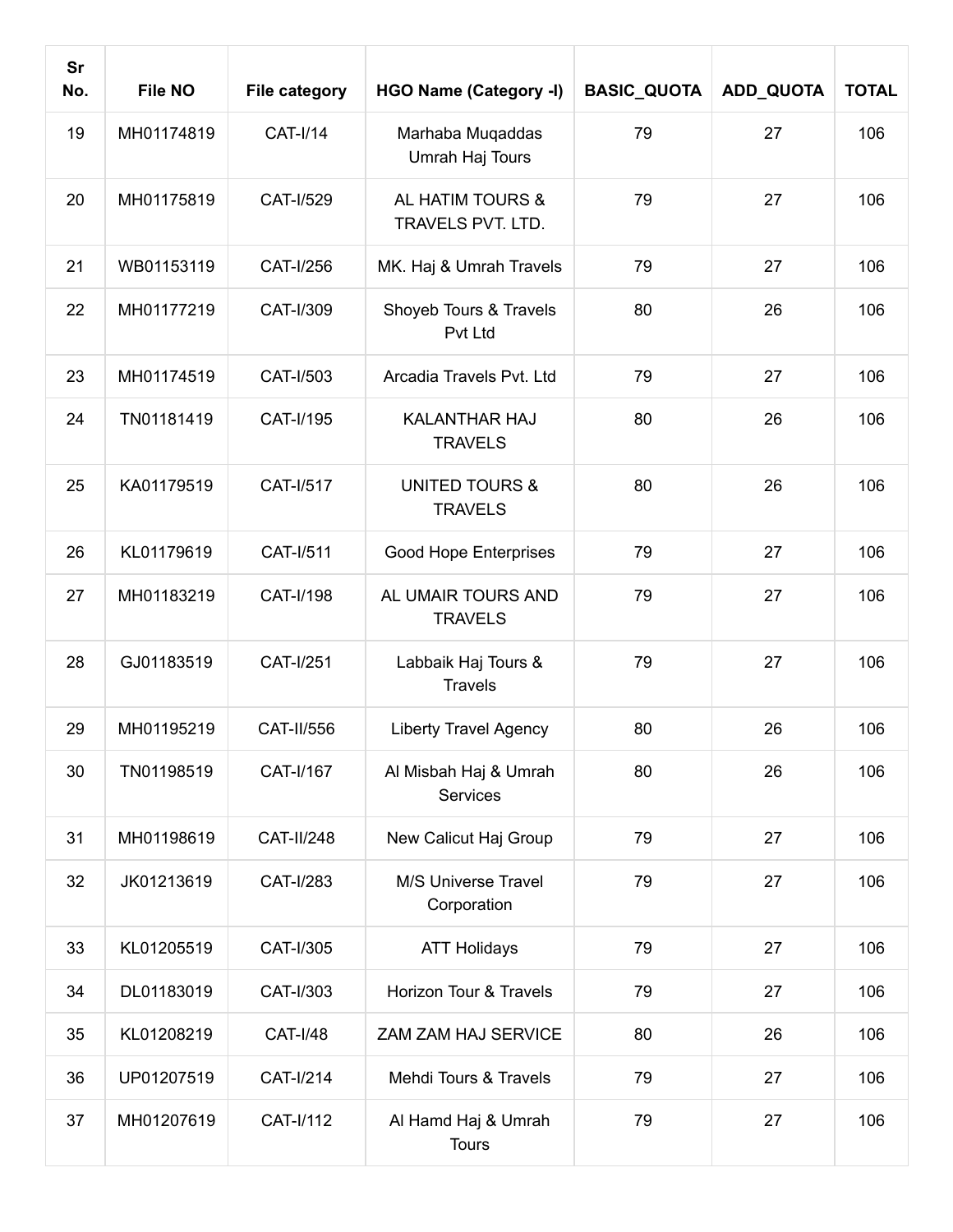| Sr No. | File NO | File category | HGO Name (Category -I) | BASIC_QUOTA | ADD_QUOTA | TOTAL |
|---|---|---|---|---|---|---|
| 19 | MH01174819 | CAT-I/14 | Marhaba Muqaddas Umrah Haj Tours | 79 | 27 | 106 |
| 20 | MH01175819 | CAT-I/529 | AL HATIM TOURS & TRAVELS PVT. LTD. | 79 | 27 | 106 |
| 21 | WB01153119 | CAT-I/256 | MK. Haj & Umrah Travels | 79 | 27 | 106 |
| 22 | MH01177219 | CAT-I/309 | Shoyeb Tours & Travels Pvt Ltd | 80 | 26 | 106 |
| 23 | MH01174519 | CAT-I/503 | Arcadia Travels Pvt. Ltd | 79 | 27 | 106 |
| 24 | TN01181419 | CAT-I/195 | KALANTHAR HAJ TRAVELS | 80 | 26 | 106 |
| 25 | KA01179519 | CAT-I/517 | UNITED TOURS & TRAVELS | 80 | 26 | 106 |
| 26 | KL01179619 | CAT-I/511 | Good Hope Enterprises | 79 | 27 | 106 |
| 27 | MH01183219 | CAT-I/198 | AL UMAIR TOURS AND TRAVELS | 79 | 27 | 106 |
| 28 | GJ01183519 | CAT-I/251 | Labbaik Haj Tours & Travels | 79 | 27 | 106 |
| 29 | MH01195219 | CAT-II/556 | Liberty Travel Agency | 80 | 26 | 106 |
| 30 | TN01198519 | CAT-I/167 | Al Misbah Haj & Umrah Services | 80 | 26 | 106 |
| 31 | MH01198619 | CAT-II/248 | New Calicut Haj Group | 79 | 27 | 106 |
| 32 | JK01213619 | CAT-I/283 | M/S Universe Travel Corporation | 79 | 27 | 106 |
| 33 | KL01205519 | CAT-I/305 | ATT Holidays | 79 | 27 | 106 |
| 34 | DL01183019 | CAT-I/303 | Horizon Tour & Travels | 79 | 27 | 106 |
| 35 | KL01208219 | CAT-I/48 | ZAM ZAM HAJ SERVICE | 80 | 26 | 106 |
| 36 | UP01207519 | CAT-I/214 | Mehdi Tours & Travels | 79 | 27 | 106 |
| 37 | MH01207619 | CAT-I/112 | Al Hamd Haj & Umrah Tours | 79 | 27 | 106 |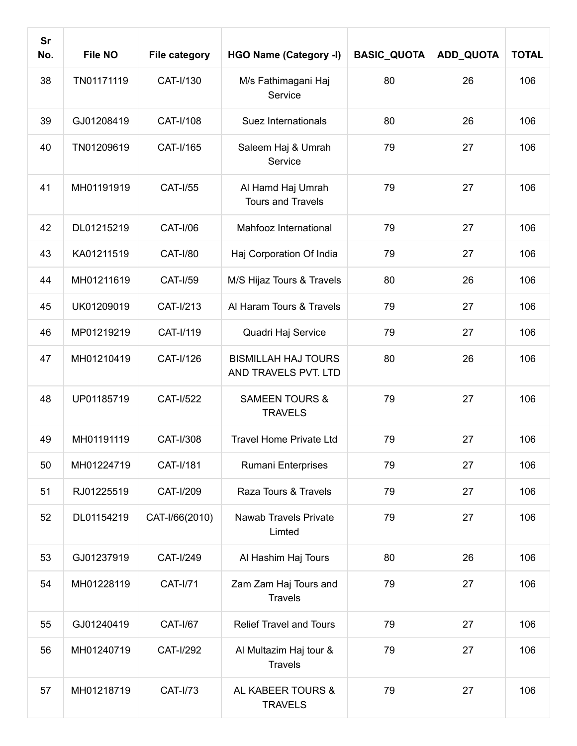| Sr No. | File NO | File category | HGO Name (Category -I) | BASIC_QUOTA | ADD_QUOTA | TOTAL |
|---|---|---|---|---|---|---|
| 38 | TN01171119 | CAT-I/130 | M/s Fathimagani Haj Service | 80 | 26 | 106 |
| 39 | GJ01208419 | CAT-I/108 | Suez Internationals | 80 | 26 | 106 |
| 40 | TN01209619 | CAT-I/165 | Saleem Haj & Umrah Service | 79 | 27 | 106 |
| 41 | MH01191919 | CAT-I/55 | Al Hamd Haj Umrah Tours and Travels | 79 | 27 | 106 |
| 42 | DL01215219 | CAT-I/06 | Mahfooz International | 79 | 27 | 106 |
| 43 | KA01211519 | CAT-I/80 | Haj Corporation Of India | 79 | 27 | 106 |
| 44 | MH01211619 | CAT-I/59 | M/S Hijaz Tours & Travels | 80 | 26 | 106 |
| 45 | UK01209019 | CAT-I/213 | Al Haram Tours & Travels | 79 | 27 | 106 |
| 46 | MP01219219 | CAT-I/119 | Quadri Haj Service | 79 | 27 | 106 |
| 47 | MH01210419 | CAT-I/126 | BISMILLAH HAJ TOURS AND TRAVELS PVT. LTD | 80 | 26 | 106 |
| 48 | UP01185719 | CAT-I/522 | SAMEEN TOURS & TRAVELS | 79 | 27 | 106 |
| 49 | MH01191119 | CAT-I/308 | Travel Home Private Ltd | 79 | 27 | 106 |
| 50 | MH01224719 | CAT-I/181 | Rumani Enterprises | 79 | 27 | 106 |
| 51 | RJ01225519 | CAT-I/209 | Raza Tours & Travels | 79 | 27 | 106 |
| 52 | DL01154219 | CAT-I/66(2010) | Nawab Travels Private Limted | 79 | 27 | 106 |
| 53 | GJ01237919 | CAT-I/249 | Al Hashim Haj Tours | 80 | 26 | 106 |
| 54 | MH01228119 | CAT-I/71 | Zam Zam Haj Tours and Travels | 79 | 27 | 106 |
| 55 | GJ01240419 | CAT-I/67 | Relief Travel and Tours | 79 | 27 | 106 |
| 56 | MH01240719 | CAT-I/292 | Al Multazim Haj tour & Travels | 79 | 27 | 106 |
| 57 | MH01218719 | CAT-I/73 | AL KABEER TOURS & TRAVELS | 79 | 27 | 106 |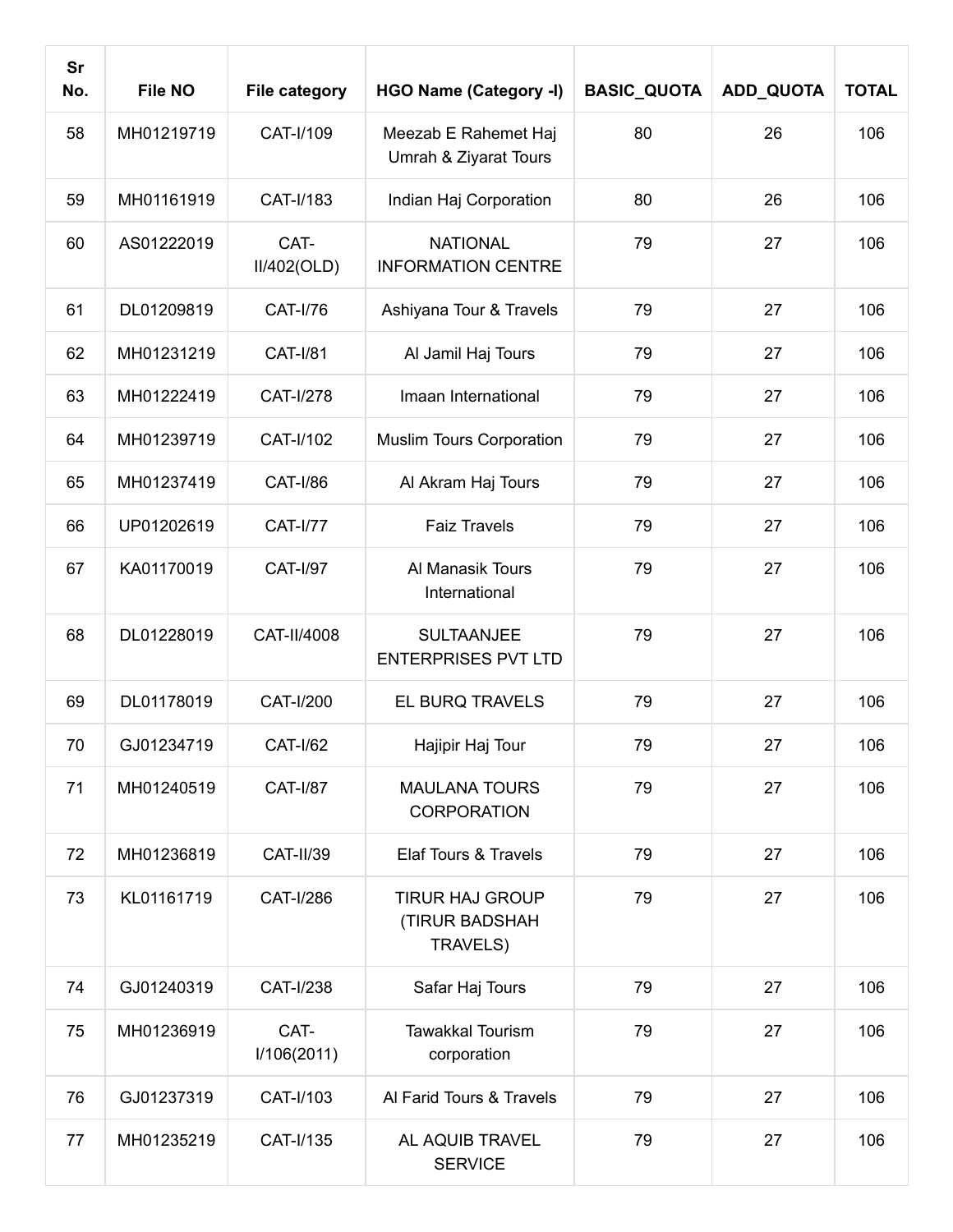| Sr No. | File NO | File category | HGO Name (Category -I) | BASIC_QUOTA | ADD_QUOTA | TOTAL |
|---|---|---|---|---|---|---|
| 58 | MH01219719 | CAT-I/109 | Meezab E Rahemet Haj Umrah & Ziyarat Tours | 80 | 26 | 106 |
| 59 | MH01161919 | CAT-I/183 | Indian Haj Corporation | 80 | 26 | 106 |
| 60 | AS01222019 | CAT-II/402(OLD) | NATIONAL INFORMATION CENTRE | 79 | 27 | 106 |
| 61 | DL01209819 | CAT-I/76 | Ashiyana Tour & Travels | 79 | 27 | 106 |
| 62 | MH01231219 | CAT-I/81 | Al Jamil Haj Tours | 79 | 27 | 106 |
| 63 | MH01222419 | CAT-I/278 | Imaan International | 79 | 27 | 106 |
| 64 | MH01239719 | CAT-I/102 | Muslim Tours Corporation | 79 | 27 | 106 |
| 65 | MH01237419 | CAT-I/86 | Al Akram Haj Tours | 79 | 27 | 106 |
| 66 | UP01202619 | CAT-I/77 | Faiz Travels | 79 | 27 | 106 |
| 67 | KA01170019 | CAT-I/97 | Al Manasik Tours International | 79 | 27 | 106 |
| 68 | DL01228019 | CAT-II/4008 | SULTAANJEE ENTERPRISES PVT LTD | 79 | 27 | 106 |
| 69 | DL01178019 | CAT-I/200 | EL BURQ TRAVELS | 79 | 27 | 106 |
| 70 | GJ01234719 | CAT-I/62 | Hajipir Haj Tour | 79 | 27 | 106 |
| 71 | MH01240519 | CAT-I/87 | MAULANA TOURS CORPORATION | 79 | 27 | 106 |
| 72 | MH01236819 | CAT-II/39 | Elaf Tours & Travels | 79 | 27 | 106 |
| 73 | KL01161719 | CAT-I/286 | TIRUR HAJ GROUP (TIRUR BADSHAH TRAVELS) | 79 | 27 | 106 |
| 74 | GJ01240319 | CAT-I/238 | Safar Haj Tours | 79 | 27 | 106 |
| 75 | MH01236919 | CAT-I/106(2011) | Tawakkal Tourism corporation | 79 | 27 | 106 |
| 76 | GJ01237319 | CAT-I/103 | Al Farid Tours & Travels | 79 | 27 | 106 |
| 77 | MH01235219 | CAT-I/135 | AL AQUIB TRAVEL SERVICE | 79 | 27 | 106 |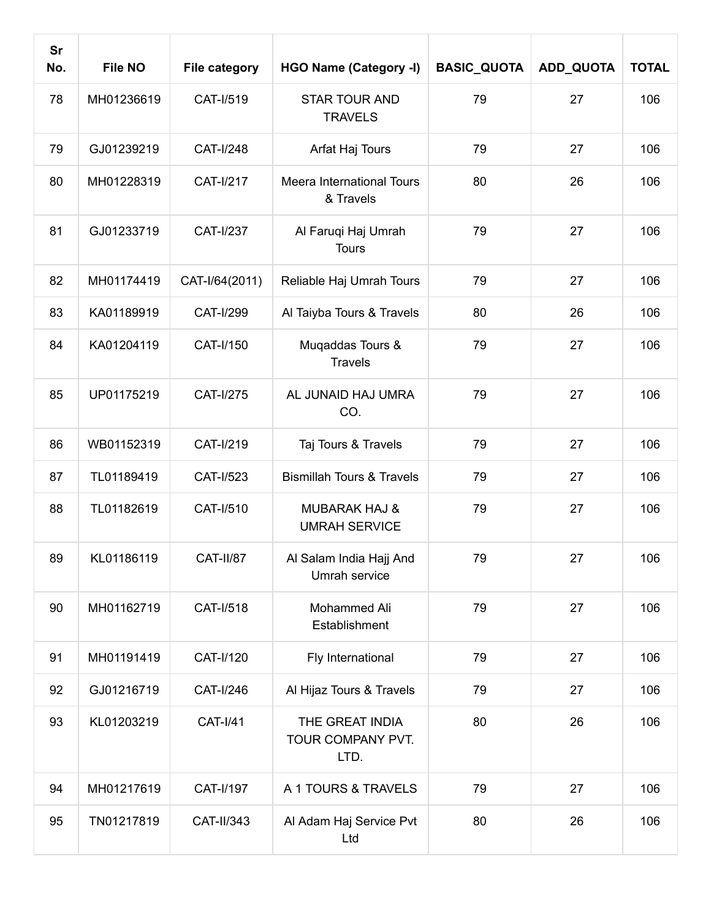| Sr No. | File NO | File category | HGO Name (Category -I) | BASIC_QUOTA | ADD_QUOTA | TOTAL |
|---|---|---|---|---|---|---|
| 78 | MH01236619 | CAT-I/519 | STAR TOUR AND TRAVELS | 79 | 27 | 106 |
| 79 | GJ01239219 | CAT-I/248 | Arfat Haj Tours | 79 | 27 | 106 |
| 80 | MH01228319 | CAT-I/217 | Meera International Tours & Travels | 80 | 26 | 106 |
| 81 | GJ01233719 | CAT-I/237 | Al Faruqi Haj Umrah Tours | 79 | 27 | 106 |
| 82 | MH01174419 | CAT-I/64(2011) | Reliable Haj Umrah Tours | 79 | 27 | 106 |
| 83 | KA01189919 | CAT-I/299 | Al Taiyba Tours & Travels | 80 | 26 | 106 |
| 84 | KA01204119 | CAT-I/150 | Muqaddas Tours & Travels | 79 | 27 | 106 |
| 85 | UP01175219 | CAT-I/275 | AL JUNAID HAJ UMRA CO. | 79 | 27 | 106 |
| 86 | WB01152319 | CAT-I/219 | Taj Tours & Travels | 79 | 27 | 106 |
| 87 | TL01189419 | CAT-I/523 | Bismillah Tours & Travels | 79 | 27 | 106 |
| 88 | TL01182619 | CAT-I/510 | MUBARAK HAJ & UMRAH SERVICE | 79 | 27 | 106 |
| 89 | KL01186119 | CAT-II/87 | Al Salam India Hajj And Umrah service | 79 | 27 | 106 |
| 90 | MH01162719 | CAT-I/518 | Mohammed Ali Establishment | 79 | 27 | 106 |
| 91 | MH01191419 | CAT-I/120 | Fly International | 79 | 27 | 106 |
| 92 | GJ01216719 | CAT-I/246 | Al Hijaz Tours & Travels | 79 | 27 | 106 |
| 93 | KL01203219 | CAT-I/41 | THE GREAT INDIA TOUR COMPANY PVT. LTD. | 80 | 26 | 106 |
| 94 | MH01217619 | CAT-I/197 | A 1 TOURS & TRAVELS | 79 | 27 | 106 |
| 95 | TN01217819 | CAT-II/343 | Al Adam Haj Service Pvt Ltd | 80 | 26 | 106 |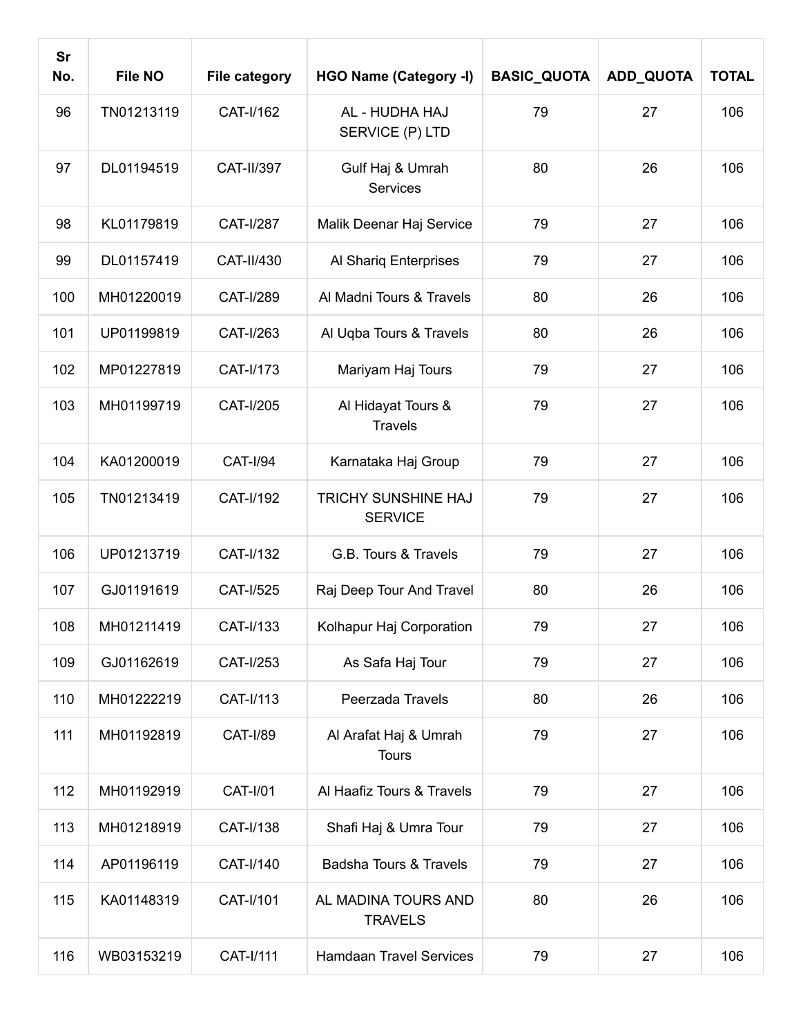| Sr No. | File NO | File category | HGO Name (Category -I) | BASIC_QUOTA | ADD_QUOTA | TOTAL |
|---|---|---|---|---|---|---|
| 96 | TN01213119 | CAT-I/162 | AL - HUDHA HAJ SERVICE (P) LTD | 79 | 27 | 106 |
| 97 | DL01194519 | CAT-II/397 | Gulf Haj & Umrah Services | 80 | 26 | 106 |
| 98 | KL01179819 | CAT-I/287 | Malik Deenar Haj Service | 79 | 27 | 106 |
| 99 | DL01157419 | CAT-II/430 | Al Shariq Enterprises | 79 | 27 | 106 |
| 100 | MH01220019 | CAT-I/289 | Al Madni Tours & Travels | 80 | 26 | 106 |
| 101 | UP01199819 | CAT-I/263 | Al Uqba Tours & Travels | 80 | 26 | 106 |
| 102 | MP01227819 | CAT-I/173 | Mariyam Haj Tours | 79 | 27 | 106 |
| 103 | MH01199719 | CAT-I/205 | Al Hidayat Tours & Travels | 79 | 27 | 106 |
| 104 | KA01200019 | CAT-I/94 | Karnataka Haj Group | 79 | 27 | 106 |
| 105 | TN01213419 | CAT-I/192 | TRICHY SUNSHINE HAJ SERVICE | 79 | 27 | 106 |
| 106 | UP01213719 | CAT-I/132 | G.B. Tours & Travels | 79 | 27 | 106 |
| 107 | GJ01191619 | CAT-I/525 | Raj Deep Tour And Travel | 80 | 26 | 106 |
| 108 | MH01211419 | CAT-I/133 | Kolhapur Haj Corporation | 79 | 27 | 106 |
| 109 | GJ01162619 | CAT-I/253 | As Safa Haj Tour | 79 | 27 | 106 |
| 110 | MH01222219 | CAT-I/113 | Peerzada Travels | 80 | 26 | 106 |
| 111 | MH01192819 | CAT-I/89 | Al Arafat Haj & Umrah Tours | 79 | 27 | 106 |
| 112 | MH01192919 | CAT-I/01 | Al Haafiz Tours & Travels | 79 | 27 | 106 |
| 113 | MH01218919 | CAT-I/138 | Shafi Haj & Umra Tour | 79 | 27 | 106 |
| 114 | AP01196119 | CAT-I/140 | Badsha Tours & Travels | 79 | 27 | 106 |
| 115 | KA01148319 | CAT-I/101 | AL MADINA TOURS AND TRAVELS | 80 | 26 | 106 |
| 116 | WB03153219 | CAT-I/111 | Hamdaan Travel Services | 79 | 27 | 106 |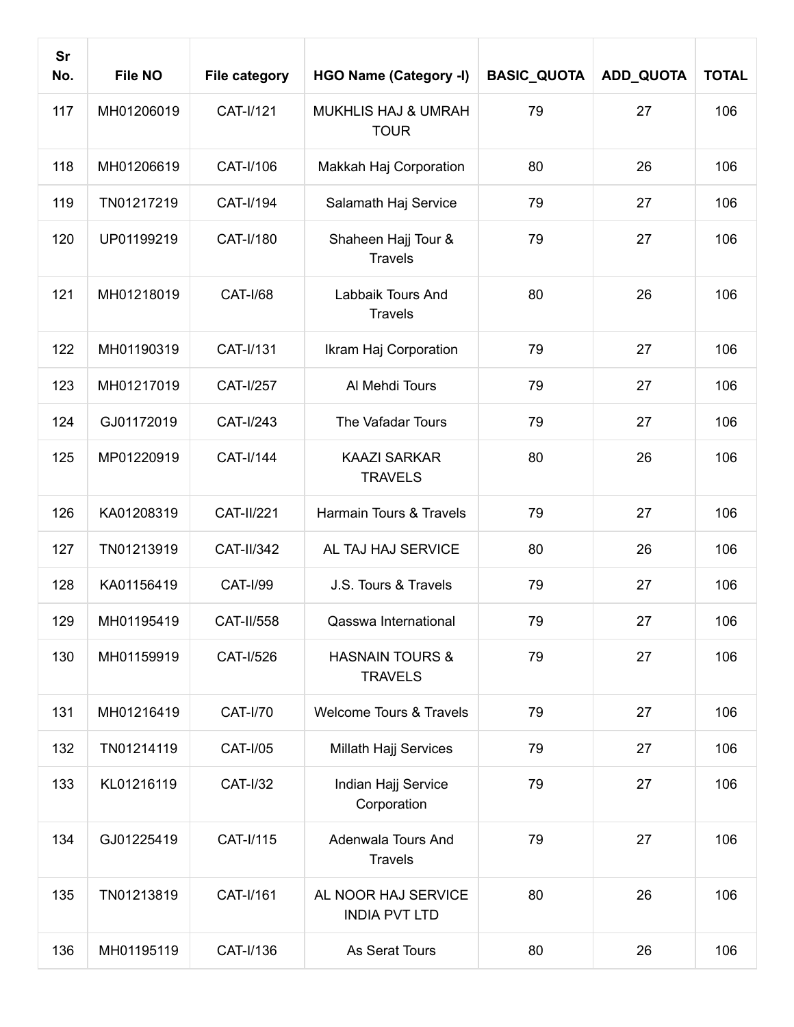| Sr No. | File NO | File category | HGO Name (Category -I) | BASIC_QUOTA | ADD_QUOTA | TOTAL |
|---|---|---|---|---|---|---|
| 117 | MH01206019 | CAT-I/121 | MUKHLIS HAJ & UMRAH TOUR | 79 | 27 | 106 |
| 118 | MH01206619 | CAT-I/106 | Makkah Haj Corporation | 80 | 26 | 106 |
| 119 | TN01217219 | CAT-I/194 | Salamath Haj Service | 79 | 27 | 106 |
| 120 | UP01199219 | CAT-I/180 | Shaheen Hajj Tour & Travels | 79 | 27 | 106 |
| 121 | MH01218019 | CAT-I/68 | Labbaik Tours And Travels | 80 | 26 | 106 |
| 122 | MH01190319 | CAT-I/131 | Ikram Haj Corporation | 79 | 27 | 106 |
| 123 | MH01217019 | CAT-I/257 | Al Mehdi Tours | 79 | 27 | 106 |
| 124 | GJ01172019 | CAT-I/243 | The Vafadar Tours | 79 | 27 | 106 |
| 125 | MP01220919 | CAT-I/144 | KAAZI SARKAR TRAVELS | 80 | 26 | 106 |
| 126 | KA01208319 | CAT-II/221 | Harmain Tours & Travels | 79 | 27 | 106 |
| 127 | TN01213919 | CAT-II/342 | AL TAJ HAJ SERVICE | 80 | 26 | 106 |
| 128 | KA01156419 | CAT-I/99 | J.S. Tours & Travels | 79 | 27 | 106 |
| 129 | MH01195419 | CAT-II/558 | Qasswa International | 79 | 27 | 106 |
| 130 | MH01159919 | CAT-I/526 | HASNAIN TOURS & TRAVELS | 79 | 27 | 106 |
| 131 | MH01216419 | CAT-I/70 | Welcome Tours & Travels | 79 | 27 | 106 |
| 132 | TN01214119 | CAT-I/05 | Millath Hajj Services | 79 | 27 | 106 |
| 133 | KL01216119 | CAT-I/32 | Indian Hajj Service Corporation | 79 | 27 | 106 |
| 134 | GJ01225419 | CAT-I/115 | Adenwala Tours And Travels | 79 | 27 | 106 |
| 135 | TN01213819 | CAT-I/161 | AL NOOR HAJ SERVICE INDIA PVT LTD | 80 | 26 | 106 |
| 136 | MH01195119 | CAT-I/136 | As Serat Tours | 80 | 26 | 106 |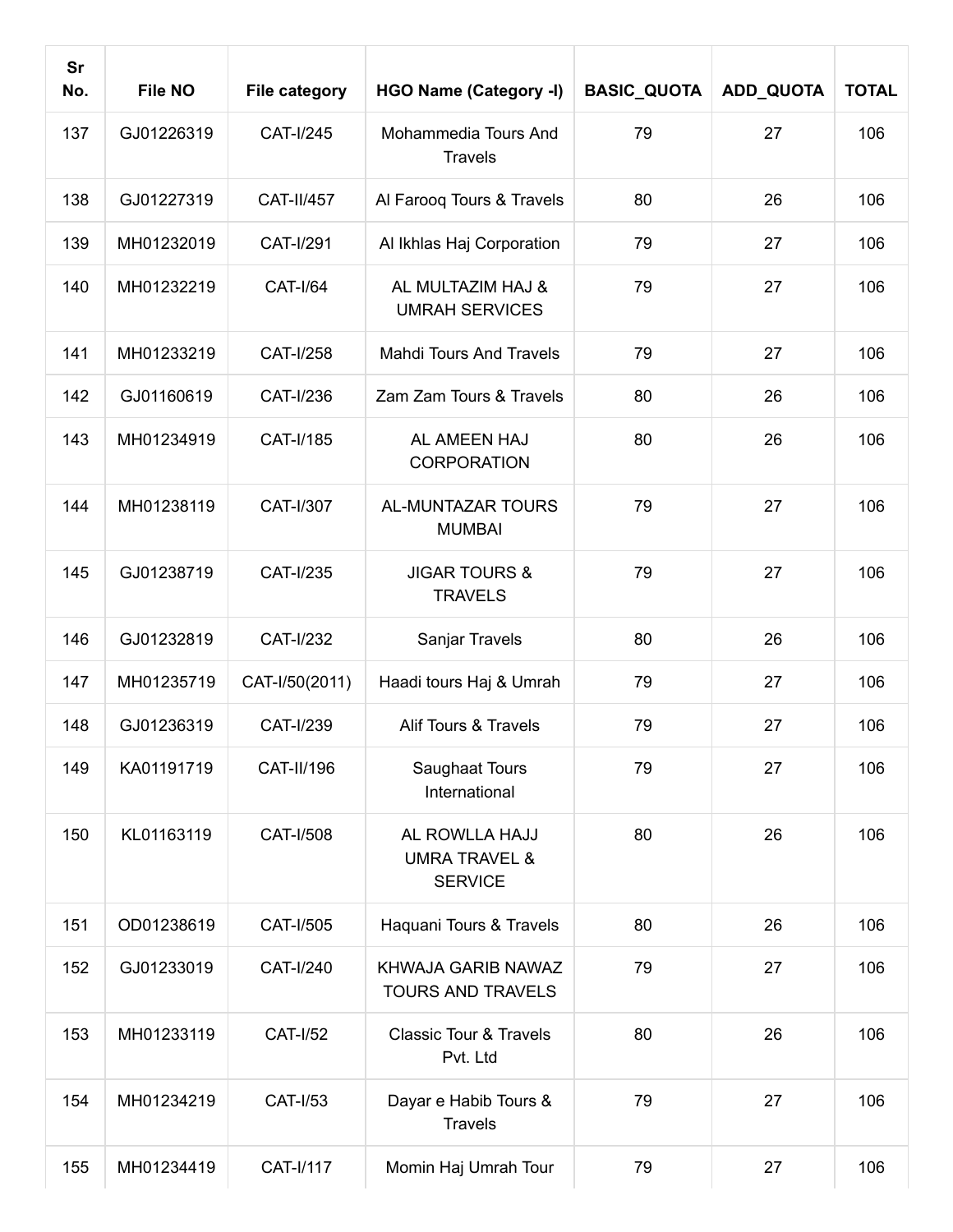| Sr No. | File NO | File category | HGO Name (Category -I) | BASIC_QUOTA | ADD_QUOTA | TOTAL |
|---|---|---|---|---|---|---|
| 137 | GJ01226319 | CAT-I/245 | Mohammedia Tours And Travels | 79 | 27 | 106 |
| 138 | GJ01227319 | CAT-II/457 | Al Farooq Tours & Travels | 80 | 26 | 106 |
| 139 | MH01232019 | CAT-I/291 | Al Ikhlas Haj Corporation | 79 | 27 | 106 |
| 140 | MH01232219 | CAT-I/64 | AL MULTAZIM HAJ & UMRAH SERVICES | 79 | 27 | 106 |
| 141 | MH01233219 | CAT-I/258 | Mahdi Tours And Travels | 79 | 27 | 106 |
| 142 | GJ01160619 | CAT-I/236 | Zam Zam Tours & Travels | 80 | 26 | 106 |
| 143 | MH01234919 | CAT-I/185 | AL AMEEN HAJ CORPORATION | 80 | 26 | 106 |
| 144 | MH01238119 | CAT-I/307 | AL-MUNTAZAR TOURS MUMBAI | 79 | 27 | 106 |
| 145 | GJ01238719 | CAT-I/235 | JIGAR TOURS & TRAVELS | 79 | 27 | 106 |
| 146 | GJ01232819 | CAT-I/232 | Sanjar Travels | 80 | 26 | 106 |
| 147 | MH01235719 | CAT-I/50(2011) | Haadi tours Haj & Umrah | 79 | 27 | 106 |
| 148 | GJ01236319 | CAT-I/239 | Alif Tours & Travels | 79 | 27 | 106 |
| 149 | KA01191719 | CAT-II/196 | Saughaat Tours International | 79 | 27 | 106 |
| 150 | KL01163119 | CAT-I/508 | AL ROWLLA HAJJ UMRA TRAVEL & SERVICE | 80 | 26 | 106 |
| 151 | OD01238619 | CAT-I/505 | Haquani Tours & Travels | 80 | 26 | 106 |
| 152 | GJ01233019 | CAT-I/240 | KHWAJA GARIB NAWAZ TOURS AND TRAVELS | 79 | 27 | 106 |
| 153 | MH01233119 | CAT-I/52 | Classic Tour & Travels Pvt. Ltd | 80 | 26 | 106 |
| 154 | MH01234219 | CAT-I/53 | Dayar e Habib Tours & Travels | 79 | 27 | 106 |
| 155 | MH01234419 | CAT-I/117 | Momin Haj Umrah Tour | 79 | 27 | 106 |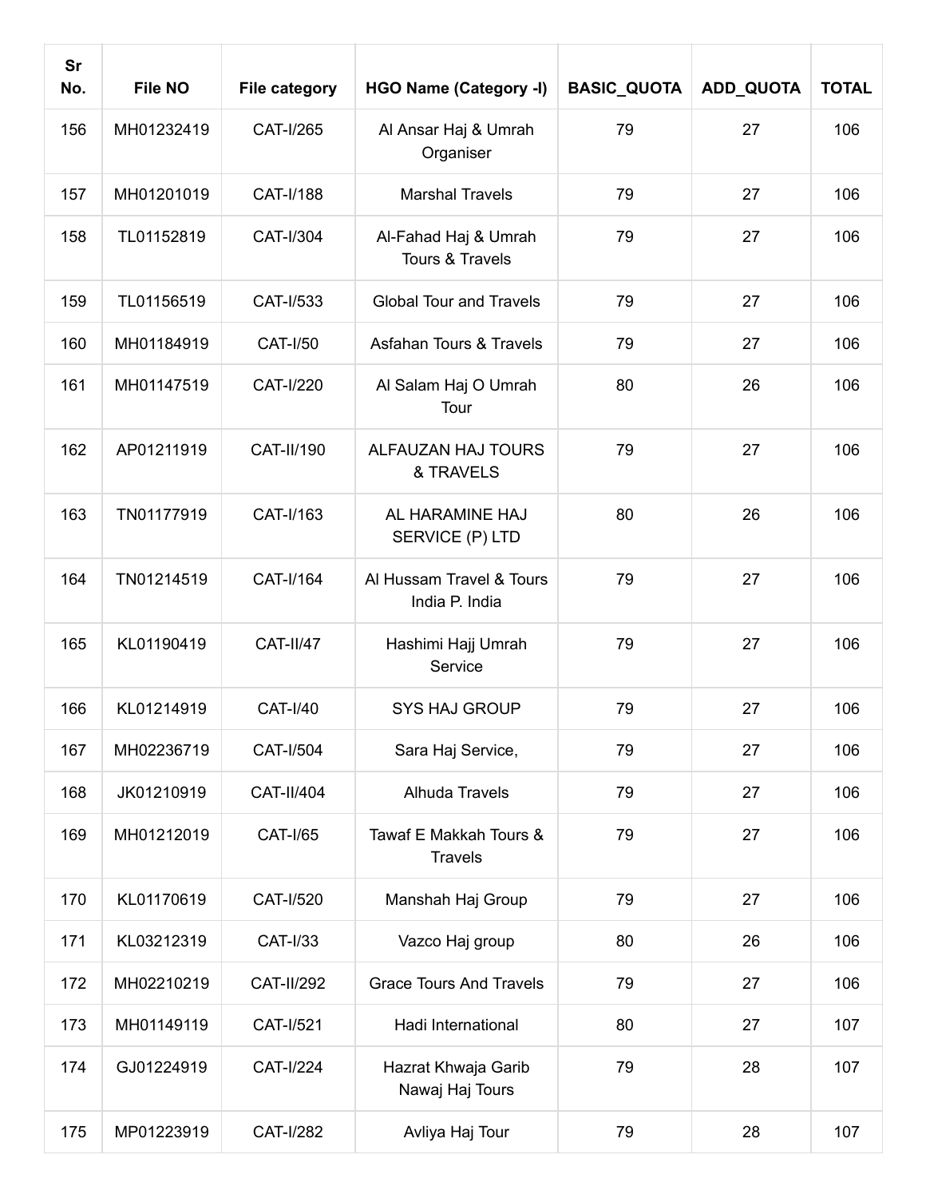| Sr No. | File NO | File category | HGO Name (Category -I) | BASIC_QUOTA | ADD_QUOTA | TOTAL |
|---|---|---|---|---|---|---|
| 156 | MH01232419 | CAT-I/265 | Al Ansar Haj & Umrah Organiser | 79 | 27 | 106 |
| 157 | MH01201019 | CAT-I/188 | Marshal Travels | 79 | 27 | 106 |
| 158 | TL01152819 | CAT-I/304 | Al-Fahad Haj & Umrah Tours & Travels | 79 | 27 | 106 |
| 159 | TL01156519 | CAT-I/533 | Global Tour and Travels | 79 | 27 | 106 |
| 160 | MH01184919 | CAT-I/50 | Asfahan Tours & Travels | 79 | 27 | 106 |
| 161 | MH01147519 | CAT-I/220 | Al Salam Haj O Umrah Tour | 80 | 26 | 106 |
| 162 | AP01211919 | CAT-II/190 | ALFAUZAN HAJ TOURS & TRAVELS | 79 | 27 | 106 |
| 163 | TN01177919 | CAT-I/163 | AL HARAMINE HAJ SERVICE (P) LTD | 80 | 26 | 106 |
| 164 | TN01214519 | CAT-I/164 | Al Hussam Travel & Tours India P. India | 79 | 27 | 106 |
| 165 | KL01190419 | CAT-II/47 | Hashimi Hajj Umrah Service | 79 | 27 | 106 |
| 166 | KL01214919 | CAT-I/40 | SYS HAJ GROUP | 79 | 27 | 106 |
| 167 | MH02236719 | CAT-I/504 | Sara Haj Service, | 79 | 27 | 106 |
| 168 | JK01210919 | CAT-II/404 | Alhuda Travels | 79 | 27 | 106 |
| 169 | MH01212019 | CAT-I/65 | Tawaf E Makkah Tours & Travels | 79 | 27 | 106 |
| 170 | KL01170619 | CAT-I/520 | Manshah Haj Group | 79 | 27 | 106 |
| 171 | KL03212319 | CAT-I/33 | Vazco Haj group | 80 | 26 | 106 |
| 172 | MH02210219 | CAT-II/292 | Grace Tours And Travels | 79 | 27 | 106 |
| 173 | MH01149119 | CAT-I/521 | Hadi International | 80 | 27 | 107 |
| 174 | GJ01224919 | CAT-I/224 | Hazrat Khwaja Garib Nawaj Haj Tours | 79 | 28 | 107 |
| 175 | MP01223919 | CAT-I/282 | Avliya Haj Tour | 79 | 28 | 107 |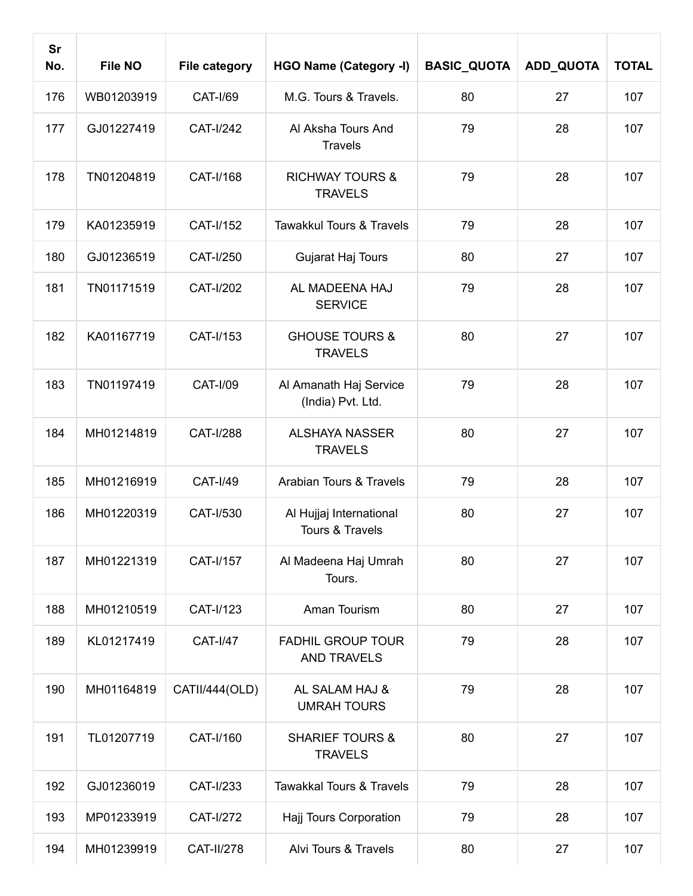| Sr No. | File NO | File category | HGO Name (Category -I) | BASIC_QUOTA | ADD_QUOTA | TOTAL |
|---|---|---|---|---|---|---|
| 176 | WB01203919 | CAT-I/69 | M.G. Tours & Travels. | 80 | 27 | 107 |
| 177 | GJ01227419 | CAT-I/242 | Al Aksha Tours And Travels | 79 | 28 | 107 |
| 178 | TN01204819 | CAT-I/168 | RICHWAY TOURS & TRAVELS | 79 | 28 | 107 |
| 179 | KA01235919 | CAT-I/152 | Tawakkul Tours & Travels | 79 | 28 | 107 |
| 180 | GJ01236519 | CAT-I/250 | Gujarat Haj Tours | 80 | 27 | 107 |
| 181 | TN01171519 | CAT-I/202 | AL MADEENA HAJ SERVICE | 79 | 28 | 107 |
| 182 | KA01167719 | CAT-I/153 | GHOUSE TOURS & TRAVELS | 80 | 27 | 107 |
| 183 | TN01197419 | CAT-I/09 | Al Amanath Haj Service (India) Pvt. Ltd. | 79 | 28 | 107 |
| 184 | MH01214819 | CAT-I/288 | ALSHAYA NASSER TRAVELS | 80 | 27 | 107 |
| 185 | MH01216919 | CAT-I/49 | Arabian Tours & Travels | 79 | 28 | 107 |
| 186 | MH01220319 | CAT-I/530 | Al Hujjaj International Tours & Travels | 80 | 27 | 107 |
| 187 | MH01221319 | CAT-I/157 | Al Madeena Haj Umrah Tours. | 80 | 27 | 107 |
| 188 | MH01210519 | CAT-I/123 | Aman Tourism | 80 | 27 | 107 |
| 189 | KL01217419 | CAT-I/47 | FADHIL GROUP TOUR AND TRAVELS | 79 | 28 | 107 |
| 190 | MH01164819 | CATII/444(OLD) | AL SALAM HAJ & UMRAH TOURS | 79 | 28 | 107 |
| 191 | TL01207719 | CAT-I/160 | SHARIEF TOURS & TRAVELS | 80 | 27 | 107 |
| 192 | GJ01236019 | CAT-I/233 | Tawakkal Tours & Travels | 79 | 28 | 107 |
| 193 | MP01233919 | CAT-I/272 | Hajj Tours Corporation | 79 | 28 | 107 |
| 194 | MH01239919 | CAT-II/278 | Alvi Tours & Travels | 80 | 27 | 107 |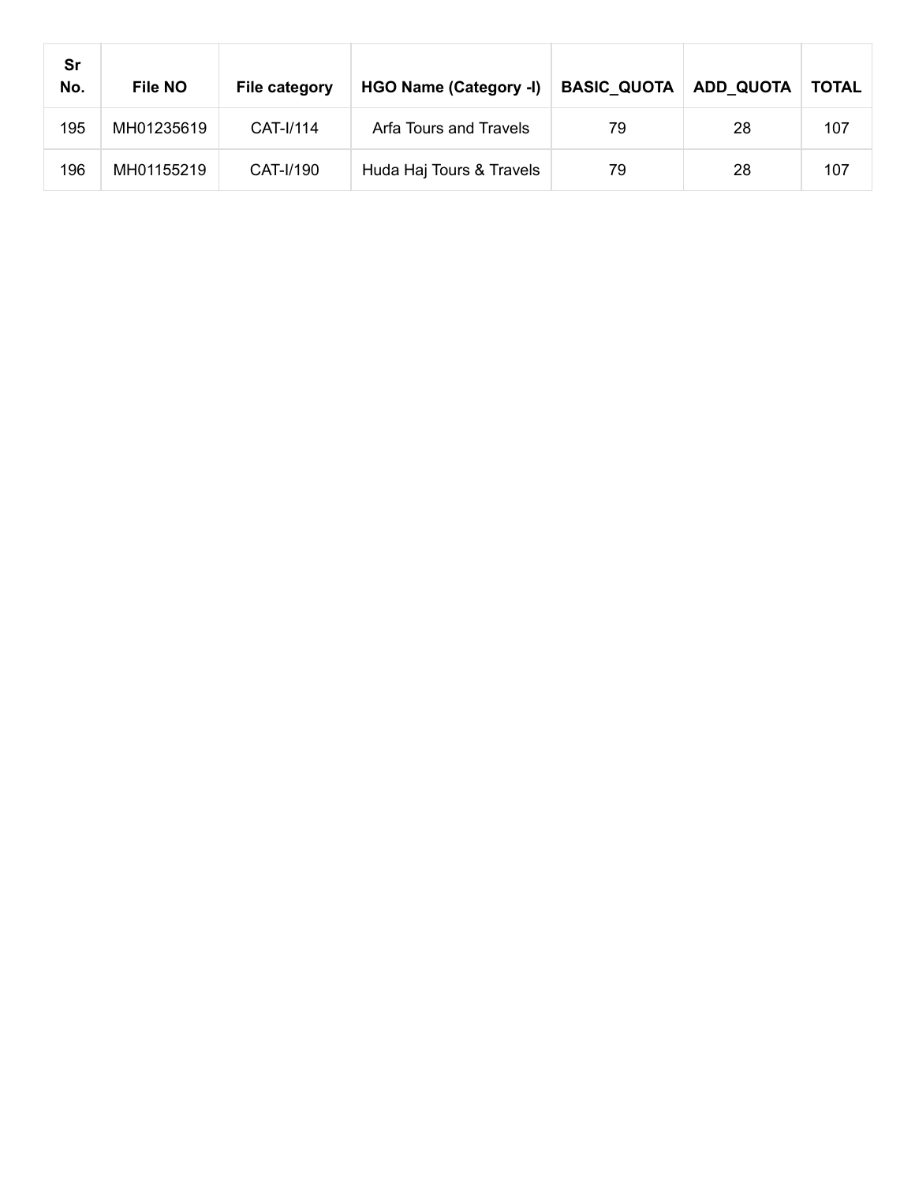| Sr No. | File NO | File category | HGO Name (Category -I) | BASIC_QUOTA | ADD_QUOTA | TOTAL |
|---|---|---|---|---|---|---|
| 195 | MH01235619 | CAT-I/114 | Arfa Tours and Travels | 79 | 28 | 107 |
| 196 | MH01155219 | CAT-I/190 | Huda Haj Tours & Travels | 79 | 28 | 107 |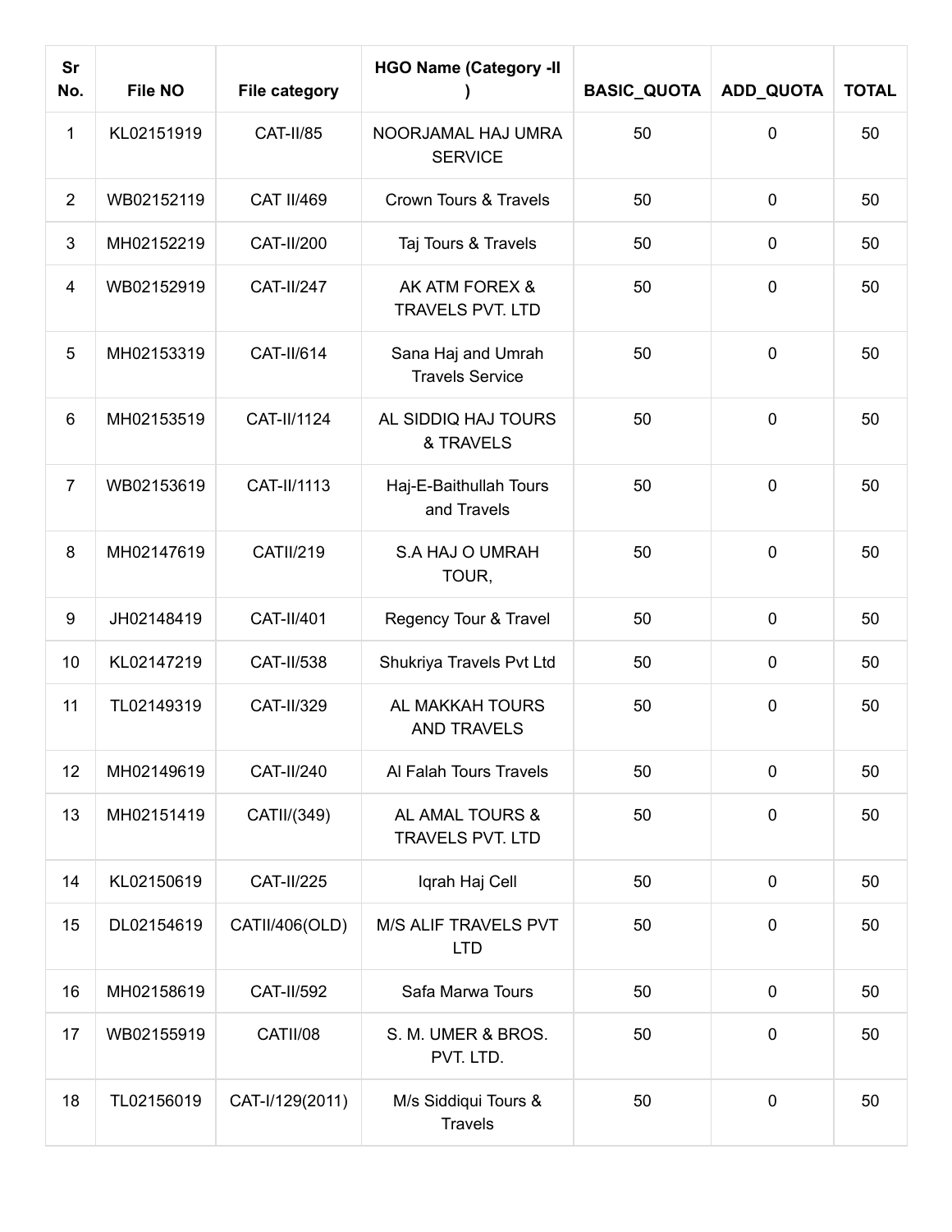| Sr No. | File NO | File category | HGO Name (Category -II ) | BASIC_QUOTA | ADD_QUOTA | TOTAL |
|---|---|---|---|---|---|---|
| 1 | KL02151919 | CAT-II/85 | NOORJAMAL HAJ UMRA SERVICE | 50 | 0 | 50 |
| 2 | WB02152119 | CAT II/469 | Crown Tours & Travels | 50 | 0 | 50 |
| 3 | MH02152219 | CAT-II/200 | Taj Tours & Travels | 50 | 0 | 50 |
| 4 | WB02152919 | CAT-II/247 | AK ATM FOREX & TRAVELS PVT. LTD | 50 | 0 | 50 |
| 5 | MH02153319 | CAT-II/614 | Sana Haj and Umrah Travels Service | 50 | 0 | 50 |
| 6 | MH02153519 | CAT-II/1124 | AL SIDDIQ HAJ TOURS & TRAVELS | 50 | 0 | 50 |
| 7 | WB02153619 | CAT-II/1113 | Haj-E-Baithullah Tours and Travels | 50 | 0 | 50 |
| 8 | MH02147619 | CATII/219 | S.A HAJ O UMRAH TOUR, | 50 | 0 | 50 |
| 9 | JH02148419 | CAT-II/401 | Regency Tour & Travel | 50 | 0 | 50 |
| 10 | KL02147219 | CAT-II/538 | Shukriya Travels Pvt Ltd | 50 | 0 | 50 |
| 11 | TL02149319 | CAT-II/329 | AL MAKKAH TOURS AND TRAVELS | 50 | 0 | 50 |
| 12 | MH02149619 | CAT-II/240 | Al Falah Tours Travels | 50 | 0 | 50 |
| 13 | MH02151419 | CATII/(349) | AL AMAL TOURS & TRAVELS PVT. LTD | 50 | 0 | 50 |
| 14 | KL02150619 | CAT-II/225 | Iqrah Haj Cell | 50 | 0 | 50 |
| 15 | DL02154619 | CATII/406(OLD) | M/S ALIF TRAVELS PVT LTD | 50 | 0 | 50 |
| 16 | MH02158619 | CAT-II/592 | Safa Marwa Tours | 50 | 0 | 50 |
| 17 | WB02155919 | CATII/08 | S. M. UMER & BROS. PVT. LTD. | 50 | 0 | 50 |
| 18 | TL02156019 | CAT-I/129(2011) | M/s Siddiqui Tours & Travels | 50 | 0 | 50 |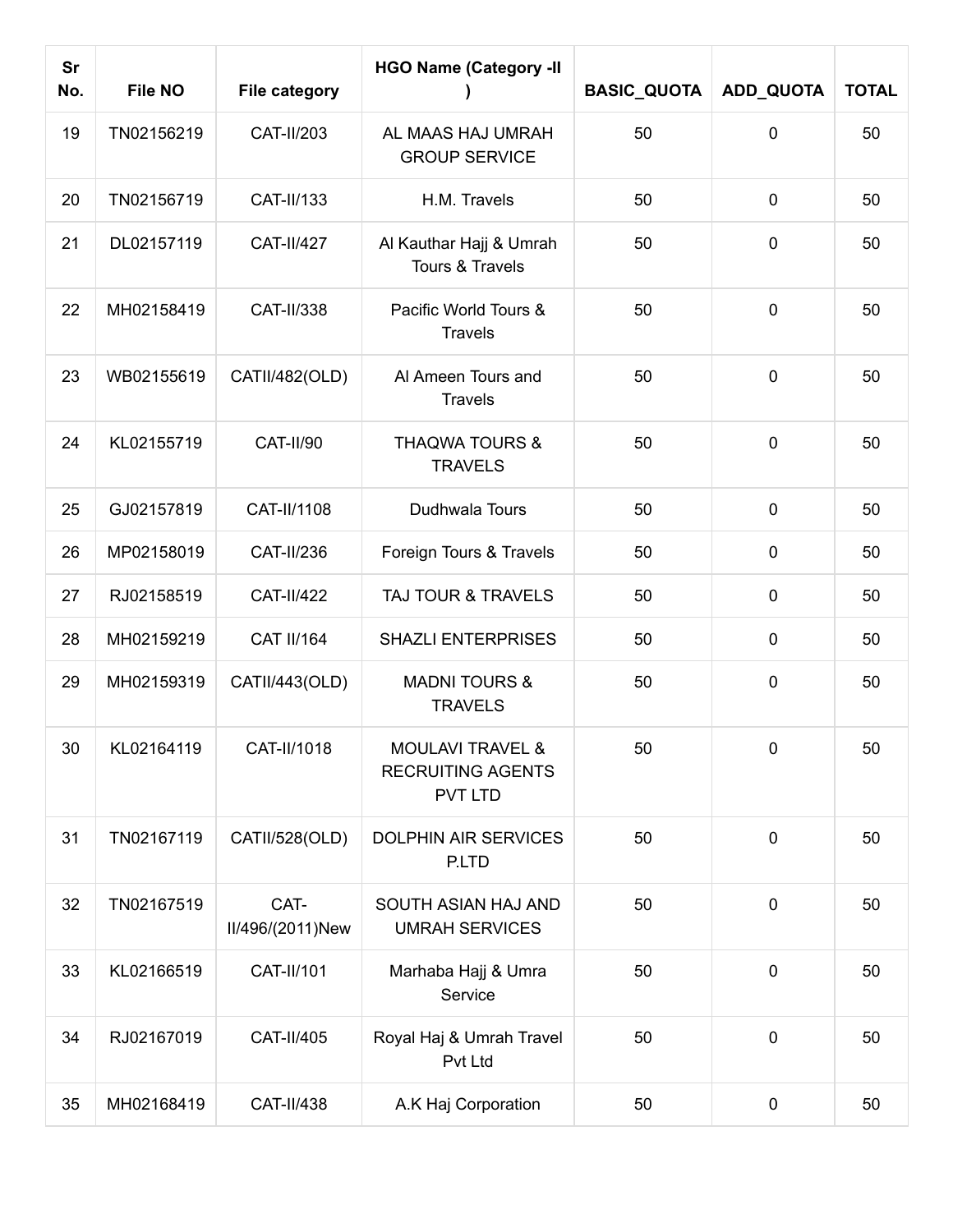| Sr No. | File NO | File category | HGO Name (Category -II ) | BASIC_QUOTA | ADD_QUOTA | TOTAL |
|---|---|---|---|---|---|---|
| 19 | TN02156219 | CAT-II/203 | AL MAAS HAJ UMRAH GROUP SERVICE | 50 | 0 | 50 |
| 20 | TN02156719 | CAT-II/133 | H.M. Travels | 50 | 0 | 50 |
| 21 | DL02157119 | CAT-II/427 | Al Kauthar Hajj & Umrah Tours & Travels | 50 | 0 | 50 |
| 22 | MH02158419 | CAT-II/338 | Pacific World Tours & Travels | 50 | 0 | 50 |
| 23 | WB02155619 | CATII/482(OLD) | Al Ameen Tours and Travels | 50 | 0 | 50 |
| 24 | KL02155719 | CAT-II/90 | THAQWA TOURS & TRAVELS | 50 | 0 | 50 |
| 25 | GJ02157819 | CAT-II/1108 | Dudhwala Tours | 50 | 0 | 50 |
| 26 | MP02158019 | CAT-II/236 | Foreign Tours & Travels | 50 | 0 | 50 |
| 27 | RJ02158519 | CAT-II/422 | TAJ TOUR & TRAVELS | 50 | 0 | 50 |
| 28 | MH02159219 | CAT II/164 | SHAZLI ENTERPRISES | 50 | 0 | 50 |
| 29 | MH02159319 | CATII/443(OLD) | MADNI TOURS & TRAVELS | 50 | 0 | 50 |
| 30 | KL02164119 | CAT-II/1018 | MOULAVI TRAVEL & RECRUITING AGENTS PVT LTD | 50 | 0 | 50 |
| 31 | TN02167119 | CATII/528(OLD) | DOLPHIN AIR SERVICES P.LTD | 50 | 0 | 50 |
| 32 | TN02167519 | CAT-II/496/(2011)New | SOUTH ASIAN HAJ AND UMRAH SERVICES | 50 | 0 | 50 |
| 33 | KL02166519 | CAT-II/101 | Marhaba Hajj & Umra Service | 50 | 0 | 50 |
| 34 | RJ02167019 | CAT-II/405 | Royal Haj & Umrah Travel Pvt Ltd | 50 | 0 | 50 |
| 35 | MH02168419 | CAT-II/438 | A.K Haj Corporation | 50 | 0 | 50 |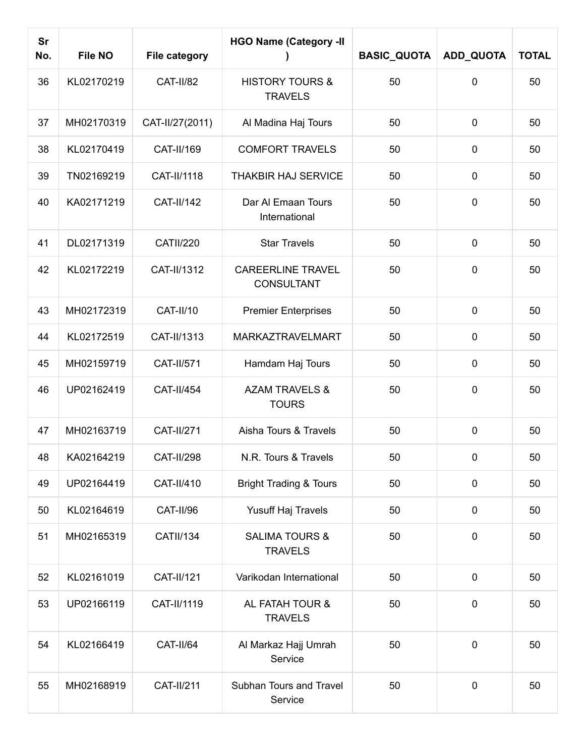| Sr No. | File NO | File category | HGO Name (Category -II ) | BASIC_QUOTA | ADD_QUOTA | TOTAL |
|---|---|---|---|---|---|---|
| 36 | KL02170219 | CAT-II/82 | HISTORY TOURS & TRAVELS | 50 | 0 | 50 |
| 37 | MH02170319 | CAT-II/27(2011) | Al Madina Haj Tours | 50 | 0 | 50 |
| 38 | KL02170419 | CAT-II/169 | COMFORT TRAVELS | 50 | 0 | 50 |
| 39 | TN02169219 | CAT-II/1118 | THAKBIR HAJ SERVICE | 50 | 0 | 50 |
| 40 | KA02171219 | CAT-II/142 | Dar Al Emaan Tours International | 50 | 0 | 50 |
| 41 | DL02171319 | CATII/220 | Star Travels | 50 | 0 | 50 |
| 42 | KL02172219 | CAT-II/1312 | CAREERLINE TRAVEL CONSULTANT | 50 | 0 | 50 |
| 43 | MH02172319 | CAT-II/10 | Premier Enterprises | 50 | 0 | 50 |
| 44 | KL02172519 | CAT-II/1313 | MARKAZTRAVELMART | 50 | 0 | 50 |
| 45 | MH02159719 | CAT-II/571 | Hamdam Haj Tours | 50 | 0 | 50 |
| 46 | UP02162419 | CAT-II/454 | AZAM TRAVELS & TOURS | 50 | 0 | 50 |
| 47 | MH02163719 | CAT-II/271 | Aisha Tours & Travels | 50 | 0 | 50 |
| 48 | KA02164219 | CAT-II/298 | N.R. Tours & Travels | 50 | 0 | 50 |
| 49 | UP02164419 | CAT-II/410 | Bright Trading & Tours | 50 | 0 | 50 |
| 50 | KL02164619 | CAT-II/96 | Yusuff Haj Travels | 50 | 0 | 50 |
| 51 | MH02165319 | CATII/134 | SALIMA TOURS & TRAVELS | 50 | 0 | 50 |
| 52 | KL02161019 | CAT-II/121 | Varikodan International | 50 | 0 | 50 |
| 53 | UP02166119 | CAT-II/1119 | AL FATAH TOUR & TRAVELS | 50 | 0 | 50 |
| 54 | KL02166419 | CAT-II/64 | Al Markaz Hajj Umrah Service | 50 | 0 | 50 |
| 55 | MH02168919 | CAT-II/211 | Subhan Tours and Travel Service | 50 | 0 | 50 |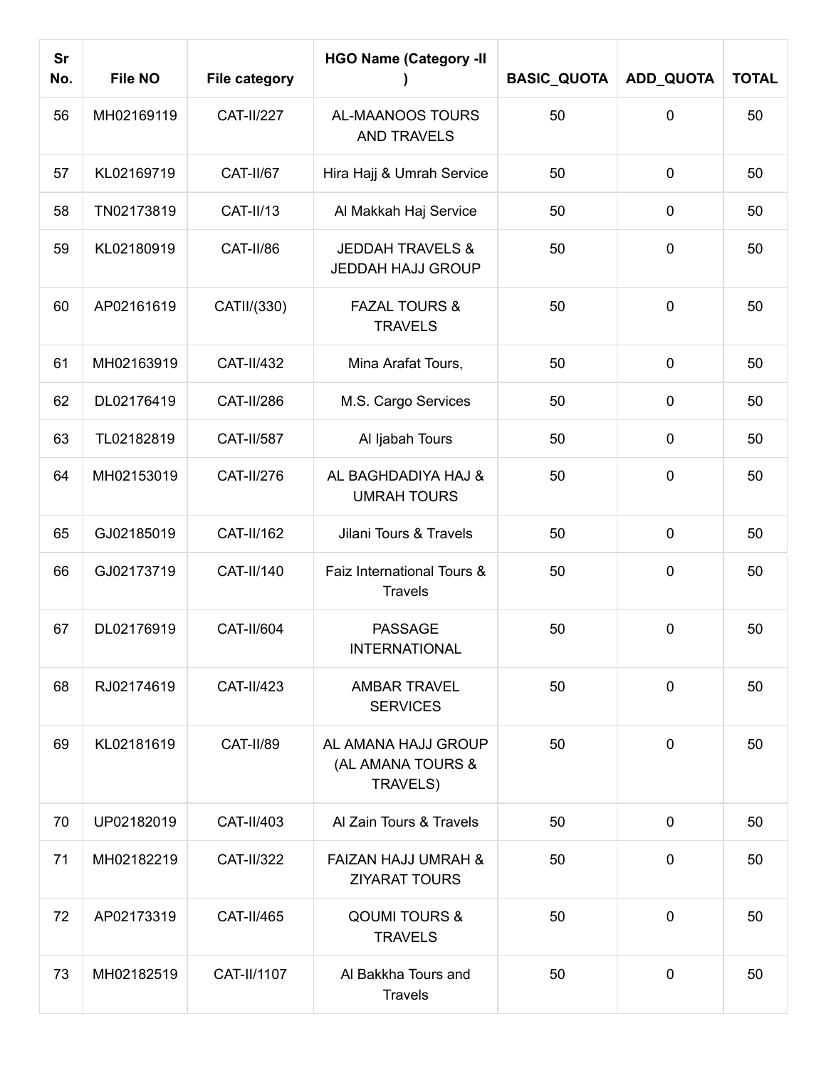| Sr No. | File NO | File category | HGO Name (Category -II ) | BASIC_QUOTA | ADD_QUOTA | TOTAL |
|---|---|---|---|---|---|---|
| 56 | MH02169119 | CAT-II/227 | AL-MAANOOS TOURS AND TRAVELS | 50 | 0 | 50 |
| 57 | KL02169719 | CAT-II/67 | Hira Hajj & Umrah Service | 50 | 0 | 50 |
| 58 | TN02173819 | CAT-II/13 | Al Makkah Haj Service | 50 | 0 | 50 |
| 59 | KL02180919 | CAT-II/86 | JEDDAH TRAVELS & JEDDAH HAJJ GROUP | 50 | 0 | 50 |
| 60 | AP02161619 | CATII/(330) | FAZAL TOURS & TRAVELS | 50 | 0 | 50 |
| 61 | MH02163919 | CAT-II/432 | Mina Arafat Tours, | 50 | 0 | 50 |
| 62 | DL02176419 | CAT-II/286 | M.S. Cargo Services | 50 | 0 | 50 |
| 63 | TL02182819 | CAT-II/587 | Al Ijabah Tours | 50 | 0 | 50 |
| 64 | MH02153019 | CAT-II/276 | AL BAGHDADIYA HAJ & UMRAH TOURS | 50 | 0 | 50 |
| 65 | GJ02185019 | CAT-II/162 | Jilani Tours & Travels | 50 | 0 | 50 |
| 66 | GJ02173719 | CAT-II/140 | Faiz International Tours & Travels | 50 | 0 | 50 |
| 67 | DL02176919 | CAT-II/604 | PASSAGE INTERNATIONAL | 50 | 0 | 50 |
| 68 | RJ02174619 | CAT-II/423 | AMBAR TRAVEL SERVICES | 50 | 0 | 50 |
| 69 | KL02181619 | CAT-II/89 | AL AMANA HAJJ GROUP (AL AMANA TOURS & TRAVELS) | 50 | 0 | 50 |
| 70 | UP02182019 | CAT-II/403 | Al Zain Tours & Travels | 50 | 0 | 50 |
| 71 | MH02182219 | CAT-II/322 | FAIZAN HAJJ UMRAH & ZIYARAT TOURS | 50 | 0 | 50 |
| 72 | AP02173319 | CAT-II/465 | QOUMI TOURS & TRAVELS | 50 | 0 | 50 |
| 73 | MH02182519 | CAT-II/1107 | Al Bakkha Tours and Travels | 50 | 0 | 50 |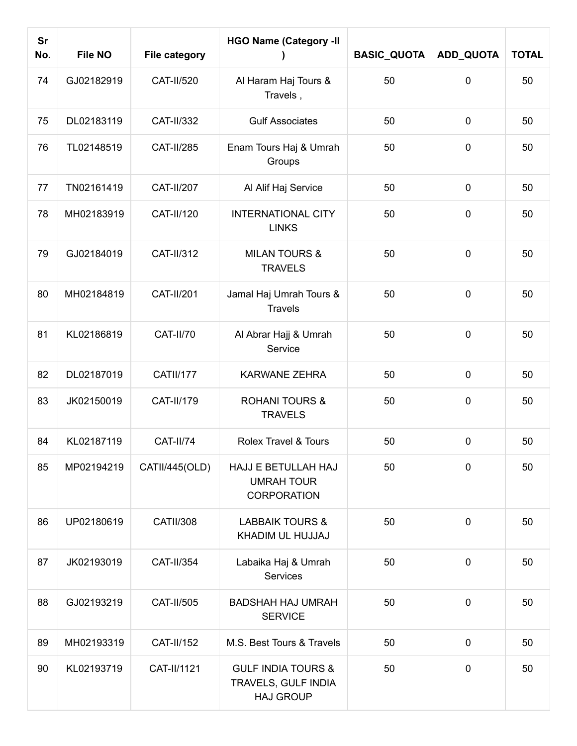| Sr No. | File NO | File category | HGO Name (Category -II ) | BASIC_QUOTA | ADD_QUOTA | TOTAL |
|---|---|---|---|---|---|---|
| 74 | GJ02182919 | CAT-II/520 | Al Haram Haj Tours & Travels , | 50 | 0 | 50 |
| 75 | DL02183119 | CAT-II/332 | Gulf Associates | 50 | 0 | 50 |
| 76 | TL02148519 | CAT-II/285 | Enam Tours Haj & Umrah Groups | 50 | 0 | 50 |
| 77 | TN02161419 | CAT-II/207 | Al Alif Haj Service | 50 | 0 | 50 |
| 78 | MH02183919 | CAT-II/120 | INTERNATIONAL CITY LINKS | 50 | 0 | 50 |
| 79 | GJ02184019 | CAT-II/312 | MILAN TOURS & TRAVELS | 50 | 0 | 50 |
| 80 | MH02184819 | CAT-II/201 | Jamal Haj Umrah Tours & Travels | 50 | 0 | 50 |
| 81 | KL02186819 | CAT-II/70 | Al Abrar Hajj & Umrah Service | 50 | 0 | 50 |
| 82 | DL02187019 | CATII/177 | KARWANE ZEHRA | 50 | 0 | 50 |
| 83 | JK02150019 | CAT-II/179 | ROHANI TOURS & TRAVELS | 50 | 0 | 50 |
| 84 | KL02187119 | CAT-II/74 | Rolex Travel & Tours | 50 | 0 | 50 |
| 85 | MP02194219 | CATII/445(OLD) | HAJJ E BETULLAH HAJ UMRAH TOUR CORPORATION | 50 | 0 | 50 |
| 86 | UP02180619 | CATII/308 | LABBAIK TOURS & KHADIM UL HUJJAJ | 50 | 0 | 50 |
| 87 | JK02193019 | CAT-II/354 | Labaika Haj & Umrah Services | 50 | 0 | 50 |
| 88 | GJ02193219 | CAT-II/505 | BADSHAH HAJ UMRAH SERVICE | 50 | 0 | 50 |
| 89 | MH02193319 | CAT-II/152 | M.S. Best Tours & Travels | 50 | 0 | 50 |
| 90 | KL02193719 | CAT-II/1121 | GULF INDIA TOURS & TRAVELS, GULF INDIA HAJ GROUP | 50 | 0 | 50 |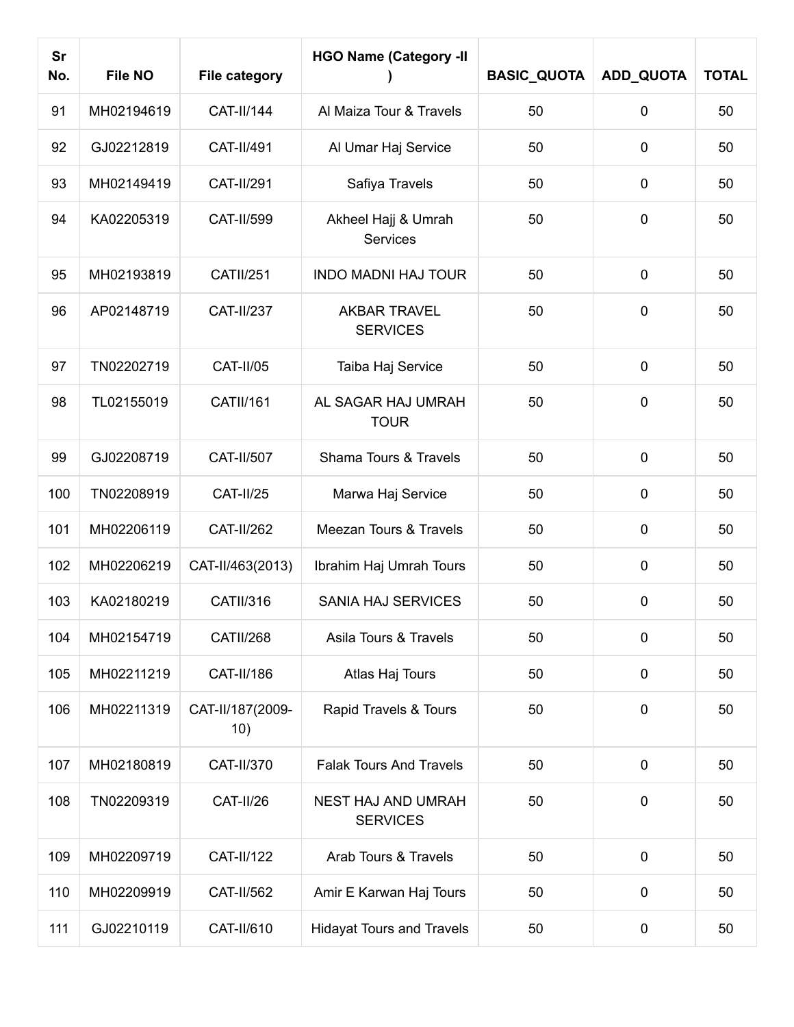| Sr No. | File NO | File category | HGO Name (Category -II ) | BASIC_QUOTA | ADD_QUOTA | TOTAL |
|---|---|---|---|---|---|---|
| 91 | MH02194619 | CAT-II/144 | Al Maiza Tour & Travels | 50 | 0 | 50 |
| 92 | GJ02212819 | CAT-II/491 | Al Umar Haj Service | 50 | 0 | 50 |
| 93 | MH02149419 | CAT-II/291 | Safiya Travels | 50 | 0 | 50 |
| 94 | KA02205319 | CAT-II/599 | Akheel Hajj & Umrah Services | 50 | 0 | 50 |
| 95 | MH02193819 | CATII/251 | INDO MADNI HAJ TOUR | 50 | 0 | 50 |
| 96 | AP02148719 | CAT-II/237 | AKBAR TRAVEL SERVICES | 50 | 0 | 50 |
| 97 | TN02202719 | CAT-II/05 | Taiba Haj Service | 50 | 0 | 50 |
| 98 | TL02155019 | CATII/161 | AL SAGAR HAJ UMRAH TOUR | 50 | 0 | 50 |
| 99 | GJ02208719 | CAT-II/507 | Shama Tours & Travels | 50 | 0 | 50 |
| 100 | TN02208919 | CAT-II/25 | Marwa Haj Service | 50 | 0 | 50 |
| 101 | MH02206119 | CAT-II/262 | Meezan Tours & Travels | 50 | 0 | 50 |
| 102 | MH02206219 | CAT-II/463(2013) | Ibrahim Haj Umrah Tours | 50 | 0 | 50 |
| 103 | KA02180219 | CATII/316 | SANIA HAJ SERVICES | 50 | 0 | 50 |
| 104 | MH02154719 | CATII/268 | Asila Tours & Travels | 50 | 0 | 50 |
| 105 | MH02211219 | CAT-II/186 | Atlas Haj Tours | 50 | 0 | 50 |
| 106 | MH02211319 | CAT-II/187(2009-10) | Rapid Travels & Tours | 50 | 0 | 50 |
| 107 | MH02180819 | CAT-II/370 | Falak Tours And Travels | 50 | 0 | 50 |
| 108 | TN02209319 | CAT-II/26 | NEST HAJ AND UMRAH SERVICES | 50 | 0 | 50 |
| 109 | MH02209719 | CAT-II/122 | Arab Tours & Travels | 50 | 0 | 50 |
| 110 | MH02209919 | CAT-II/562 | Amir E Karwan Haj Tours | 50 | 0 | 50 |
| 111 | GJ02210119 | CAT-II/610 | Hidayat Tours and Travels | 50 | 0 | 50 |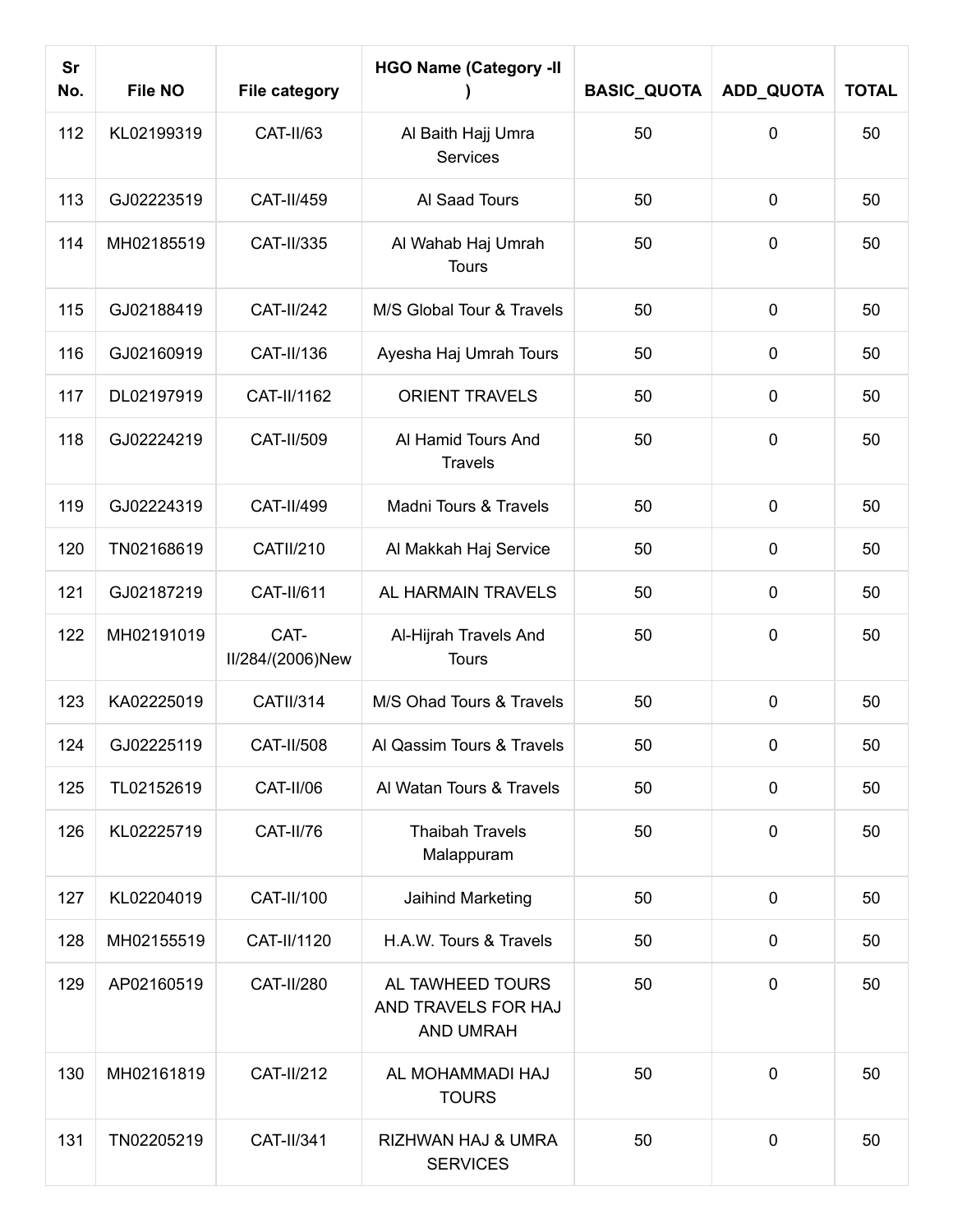| Sr No. | File NO | File category | HGO Name (Category -II ) | BASIC_QUOTA | ADD_QUOTA | TOTAL |
|---|---|---|---|---|---|---|
| 112 | KL02199319 | CAT-II/63 | Al Baith Hajj Umra Services | 50 | 0 | 50 |
| 113 | GJ02223519 | CAT-II/459 | Al Saad Tours | 50 | 0 | 50 |
| 114 | MH02185519 | CAT-II/335 | Al Wahab Haj Umrah Tours | 50 | 0 | 50 |
| 115 | GJ02188419 | CAT-II/242 | M/S Global Tour & Travels | 50 | 0 | 50 |
| 116 | GJ02160919 | CAT-II/136 | Ayesha Haj Umrah Tours | 50 | 0 | 50 |
| 117 | DL02197919 | CAT-II/1162 | ORIENT TRAVELS | 50 | 0 | 50 |
| 118 | GJ02224219 | CAT-II/509 | Al Hamid Tours And Travels | 50 | 0 | 50 |
| 119 | GJ02224319 | CAT-II/499 | Madni Tours & Travels | 50 | 0 | 50 |
| 120 | TN02168619 | CATII/210 | Al Makkah Haj Service | 50 | 0 | 50 |
| 121 | GJ02187219 | CAT-II/611 | AL HARMAIN TRAVELS | 50 | 0 | 50 |
| 122 | MH02191019 | CAT-II/284/(2006)New | Al-Hijrah Travels And Tours | 50 | 0 | 50 |
| 123 | KA02225019 | CATII/314 | M/S Ohad Tours & Travels | 50 | 0 | 50 |
| 124 | GJ02225119 | CAT-II/508 | Al Qassim Tours & Travels | 50 | 0 | 50 |
| 125 | TL02152619 | CAT-II/06 | Al Watan Tours & Travels | 50 | 0 | 50 |
| 126 | KL02225719 | CAT-II/76 | Thaibah Travels Malappuram | 50 | 0 | 50 |
| 127 | KL02204019 | CAT-II/100 | Jaihind Marketing | 50 | 0 | 50 |
| 128 | MH02155519 | CAT-II/1120 | H.A.W. Tours & Travels | 50 | 0 | 50 |
| 129 | AP02160519 | CAT-II/280 | AL TAWHEED TOURS AND TRAVELS FOR HAJ AND UMRAH | 50 | 0 | 50 |
| 130 | MH02161819 | CAT-II/212 | AL MOHAMMADI HAJ TOURS | 50 | 0 | 50 |
| 131 | TN02205219 | CAT-II/341 | RIZHWAN HAJ & UMRA SERVICES | 50 | 0 | 50 |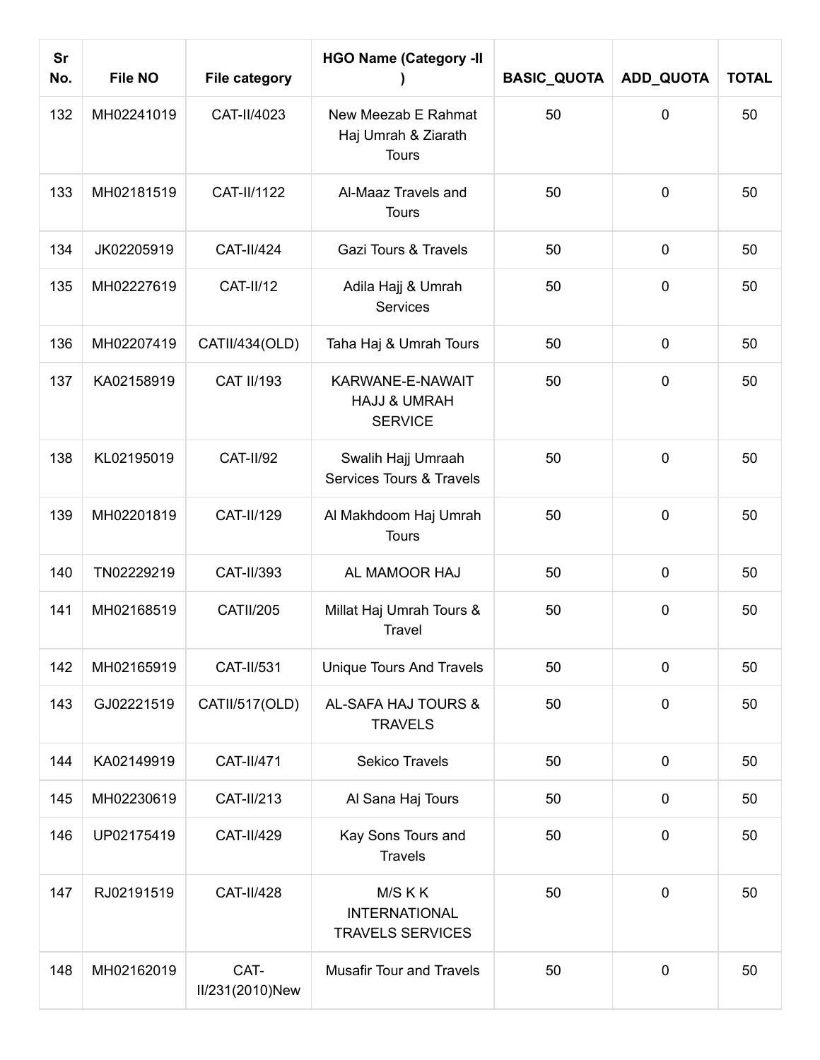| Sr No. | File NO | File category | HGO Name (Category -II ) | BASIC_QUOTA | ADD_QUOTA | TOTAL |
|---|---|---|---|---|---|---|
| 132 | MH02241019 | CAT-II/4023 | New Meezab E Rahmat Haj Umrah & Ziarath Tours | 50 | 0 | 50 |
| 133 | MH02181519 | CAT-II/1122 | Al-Maaz Travels and Tours | 50 | 0 | 50 |
| 134 | JK02205919 | CAT-II/424 | Gazi Tours & Travels | 50 | 0 | 50 |
| 135 | MH02227619 | CAT-II/12 | Adila Hajj & Umrah Services | 50 | 0 | 50 |
| 136 | MH02207419 | CATII/434(OLD) | Taha Haj & Umrah Tours | 50 | 0 | 50 |
| 137 | KA02158919 | CAT II/193 | KARWANE-E-NAWAIT HAJJ & UMRAH SERVICE | 50 | 0 | 50 |
| 138 | KL02195019 | CAT-II/92 | Swalih Hajj Umraah Services Tours & Travels | 50 | 0 | 50 |
| 139 | MH02201819 | CAT-II/129 | Al Makhdoom Haj Umrah Tours | 50 | 0 | 50 |
| 140 | TN02229219 | CAT-II/393 | AL MAMOOR HAJ | 50 | 0 | 50 |
| 141 | MH02168519 | CATII/205 | Millat Haj Umrah Tours & Travel | 50 | 0 | 50 |
| 142 | MH02165919 | CAT-II/531 | Unique Tours And Travels | 50 | 0 | 50 |
| 143 | GJ02221519 | CATII/517(OLD) | AL-SAFA HAJ TOURS & TRAVELS | 50 | 0 | 50 |
| 144 | KA02149919 | CAT-II/471 | Sekico Travels | 50 | 0 | 50 |
| 145 | MH02230619 | CAT-II/213 | Al Sana Haj Tours | 50 | 0 | 50 |
| 146 | UP02175419 | CAT-II/429 | Kay Sons Tours and Travels | 50 | 0 | 50 |
| 147 | RJ02191519 | CAT-II/428 | M/S K K INTERNATIONAL TRAVELS SERVICES | 50 | 0 | 50 |
| 148 | MH02162019 | CAT-II/231(2010)New | Musafir Tour and Travels | 50 | 0 | 50 |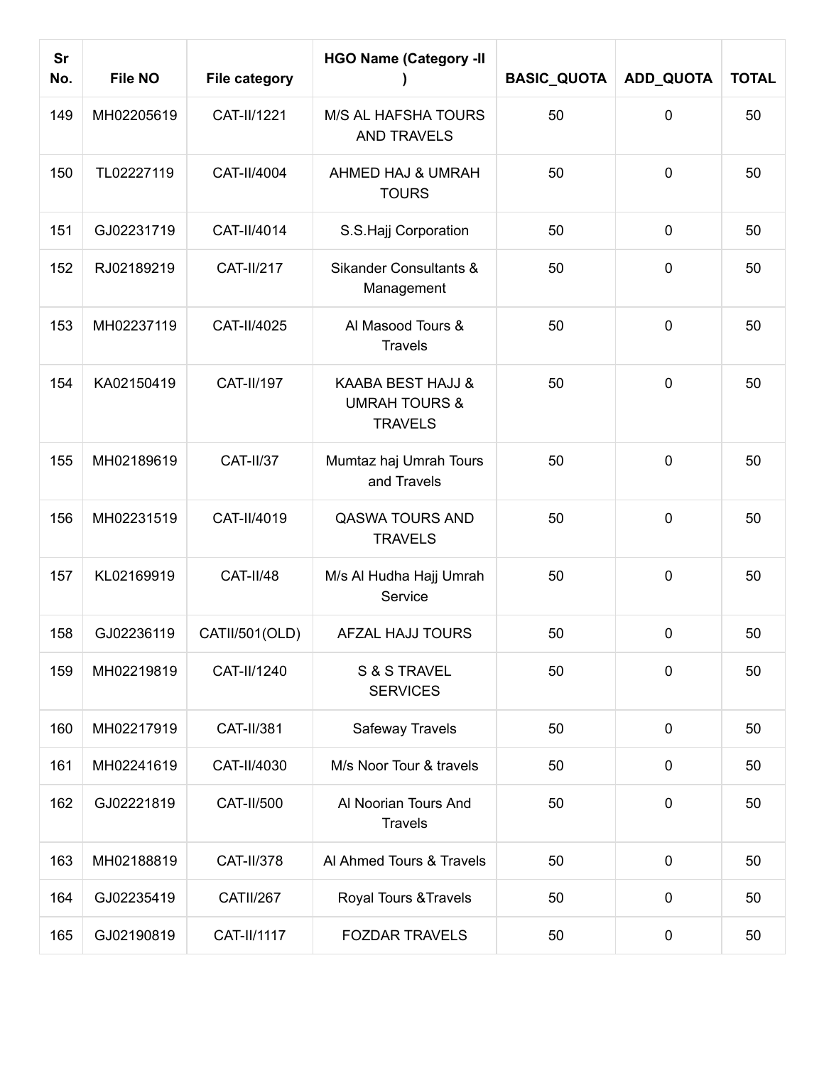| Sr No. | File NO | File category | HGO Name (Category -II ) | BASIC_QUOTA | ADD_QUOTA | TOTAL |
|---|---|---|---|---|---|---|
| 149 | MH02205619 | CAT-II/1221 | M/S AL HAFSHA TOURS AND TRAVELS | 50 | 0 | 50 |
| 150 | TL02227119 | CAT-II/4004 | AHMED HAJ & UMRAH TOURS | 50 | 0 | 50 |
| 151 | GJ02231719 | CAT-II/4014 | S.S.Hajj Corporation | 50 | 0 | 50 |
| 152 | RJ02189219 | CAT-II/217 | Sikander Consultants & Management | 50 | 0 | 50 |
| 153 | MH02237119 | CAT-II/4025 | Al Masood Tours & Travels | 50 | 0 | 50 |
| 154 | KA02150419 | CAT-II/197 | KAABA BEST HAJJ & UMRAH TOURS & TRAVELS | 50 | 0 | 50 |
| 155 | MH02189619 | CAT-II/37 | Mumtaz haj Umrah Tours and Travels | 50 | 0 | 50 |
| 156 | MH02231519 | CAT-II/4019 | QASWA TOURS AND TRAVELS | 50 | 0 | 50 |
| 157 | KL02169919 | CAT-II/48 | M/s Al Hudha Hajj Umrah Service | 50 | 0 | 50 |
| 158 | GJ02236119 | CATII/501(OLD) | AFZAL HAJJ TOURS | 50 | 0 | 50 |
| 159 | MH02219819 | CAT-II/1240 | S & S TRAVEL SERVICES | 50 | 0 | 50 |
| 160 | MH02217919 | CAT-II/381 | Safeway Travels | 50 | 0 | 50 |
| 161 | MH02241619 | CAT-II/4030 | M/s Noor Tour & travels | 50 | 0 | 50 |
| 162 | GJ02221819 | CAT-II/500 | Al Noorian Tours And Travels | 50 | 0 | 50 |
| 163 | MH02188819 | CAT-II/378 | Al Ahmed Tours & Travels | 50 | 0 | 50 |
| 164 | GJ02235419 | CATII/267 | Royal Tours &Travels | 50 | 0 | 50 |
| 165 | GJ02190819 | CAT-II/1117 | FOZDAR TRAVELS | 50 | 0 | 50 |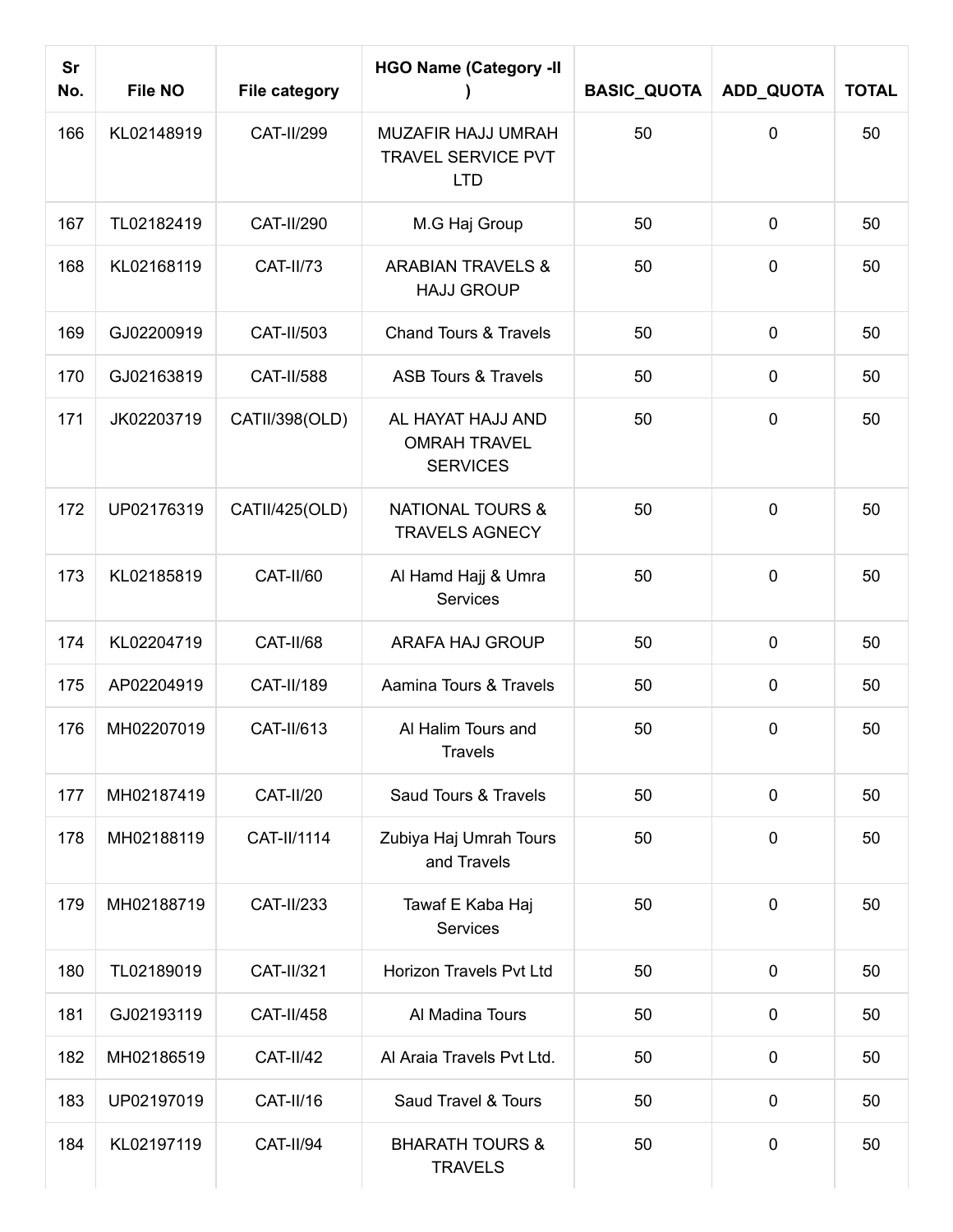| Sr No. | File NO | File category | HGO Name (Category -II ) | BASIC_QUOTA | ADD_QUOTA | TOTAL |
|---|---|---|---|---|---|---|
| 166 | KL02148919 | CAT-II/299 | MUZAFIR HAJJ UMRAH TRAVEL SERVICE PVT LTD | 50 | 0 | 50 |
| 167 | TL02182419 | CAT-II/290 | M.G Haj Group | 50 | 0 | 50 |
| 168 | KL02168119 | CAT-II/73 | ARABIAN TRAVELS & HAJJ GROUP | 50 | 0 | 50 |
| 169 | GJ02200919 | CAT-II/503 | Chand Tours & Travels | 50 | 0 | 50 |
| 170 | GJ02163819 | CAT-II/588 | ASB Tours & Travels | 50 | 0 | 50 |
| 171 | JK02203719 | CATII/398(OLD) | AL HAYAT HAJJ AND OMRAH TRAVEL SERVICES | 50 | 0 | 50 |
| 172 | UP02176319 | CATII/425(OLD) | NATIONAL TOURS & TRAVELS AGNECY | 50 | 0 | 50 |
| 173 | KL02185819 | CAT-II/60 | Al Hamd Hajj & Umra Services | 50 | 0 | 50 |
| 174 | KL02204719 | CAT-II/68 | ARAFA HAJ GROUP | 50 | 0 | 50 |
| 175 | AP02204919 | CAT-II/189 | Aamina Tours & Travels | 50 | 0 | 50 |
| 176 | MH02207019 | CAT-II/613 | Al Halim Tours and Travels | 50 | 0 | 50 |
| 177 | MH02187419 | CAT-II/20 | Saud Tours & Travels | 50 | 0 | 50 |
| 178 | MH02188119 | CAT-II/1114 | Zubiya Haj Umrah Tours and Travels | 50 | 0 | 50 |
| 179 | MH02188719 | CAT-II/233 | Tawaf E Kaba Haj Services | 50 | 0 | 50 |
| 180 | TL02189019 | CAT-II/321 | Horizon Travels Pvt Ltd | 50 | 0 | 50 |
| 181 | GJ02193119 | CAT-II/458 | Al Madina Tours | 50 | 0 | 50 |
| 182 | MH02186519 | CAT-II/42 | Al Araia Travels Pvt Ltd. | 50 | 0 | 50 |
| 183 | UP02197019 | CAT-II/16 | Saud Travel & Tours | 50 | 0 | 50 |
| 184 | KL02197119 | CAT-II/94 | BHARATH TOURS & TRAVELS | 50 | 0 | 50 |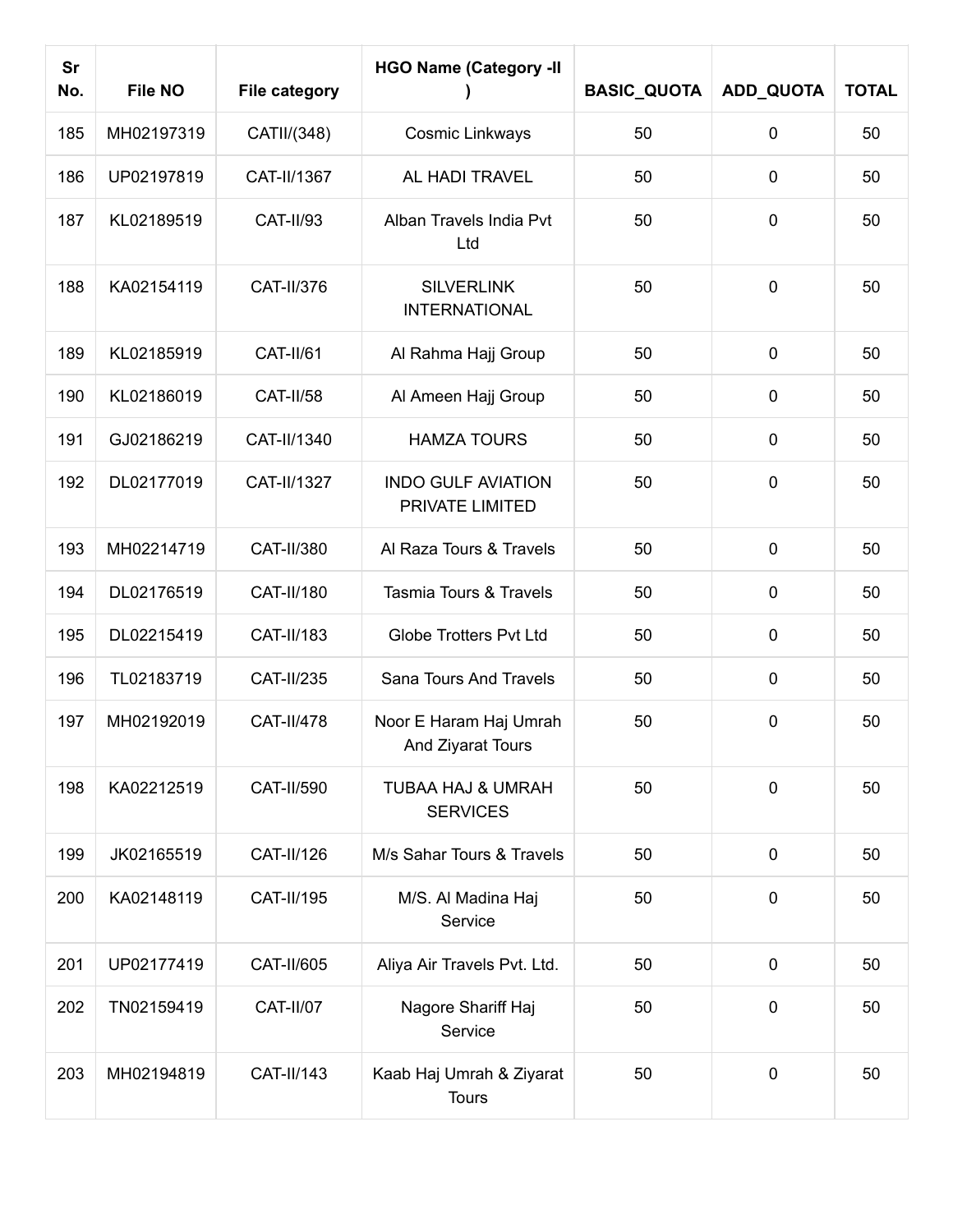| Sr No. | File NO | File category | HGO Name (Category -II ) | BASIC_QUOTA | ADD_QUOTA | TOTAL |
|---|---|---|---|---|---|---|
| 185 | MH02197319 | CATII/(348) | Cosmic Linkways | 50 | 0 | 50 |
| 186 | UP02197819 | CAT-II/1367 | AL HADI TRAVEL | 50 | 0 | 50 |
| 187 | KL02189519 | CAT-II/93 | Alban Travels India Pvt Ltd | 50 | 0 | 50 |
| 188 | KA02154119 | CAT-II/376 | SILVERLINK INTERNATIONAL | 50 | 0 | 50 |
| 189 | KL02185919 | CAT-II/61 | Al Rahma Hajj Group | 50 | 0 | 50 |
| 190 | KL02186019 | CAT-II/58 | Al Ameen Hajj Group | 50 | 0 | 50 |
| 191 | GJ02186219 | CAT-II/1340 | HAMZA TOURS | 50 | 0 | 50 |
| 192 | DL02177019 | CAT-II/1327 | INDO GULF AVIATION PRIVATE LIMITED | 50 | 0 | 50 |
| 193 | MH02214719 | CAT-II/380 | Al Raza Tours & Travels | 50 | 0 | 50 |
| 194 | DL02176519 | CAT-II/180 | Tasmia Tours & Travels | 50 | 0 | 50 |
| 195 | DL02215419 | CAT-II/183 | Globe Trotters Pvt Ltd | 50 | 0 | 50 |
| 196 | TL02183719 | CAT-II/235 | Sana Tours And Travels | 50 | 0 | 50 |
| 197 | MH02192019 | CAT-II/478 | Noor E Haram Haj Umrah And Ziyarat Tours | 50 | 0 | 50 |
| 198 | KA02212519 | CAT-II/590 | TUBAA HAJ & UMRAH SERVICES | 50 | 0 | 50 |
| 199 | JK02165519 | CAT-II/126 | M/s Sahar Tours & Travels | 50 | 0 | 50 |
| 200 | KA02148119 | CAT-II/195 | M/S. Al Madina Haj Service | 50 | 0 | 50 |
| 201 | UP02177419 | CAT-II/605 | Aliya Air Travels Pvt. Ltd. | 50 | 0 | 50 |
| 202 | TN02159419 | CAT-II/07 | Nagore Shariff Haj Service | 50 | 0 | 50 |
| 203 | MH02194819 | CAT-II/143 | Kaab Haj Umrah & Ziyarat Tours | 50 | 0 | 50 |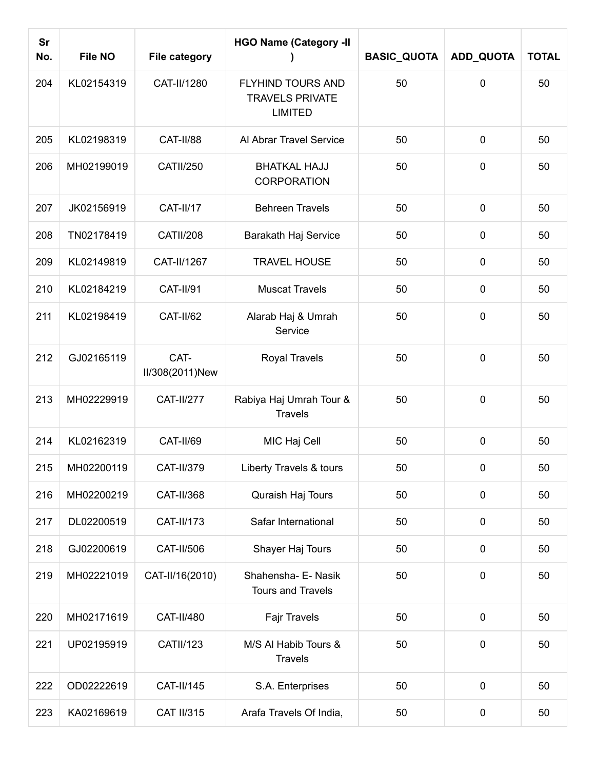| Sr No. | File NO | File category | HGO Name (Category -II ) | BASIC_QUOTA | ADD_QUOTA | TOTAL |
|---|---|---|---|---|---|---|
| 204 | KL02154319 | CAT-II/1280 | FLYHIND TOURS AND TRAVELS PRIVATE LIMITED | 50 | 0 | 50 |
| 205 | KL02198319 | CAT-II/88 | Al Abrar Travel Service | 50 | 0 | 50 |
| 206 | MH02199019 | CATII/250 | BHATKAL HAJJ CORPORATION | 50 | 0 | 50 |
| 207 | JK02156919 | CAT-II/17 | Behreen Travels | 50 | 0 | 50 |
| 208 | TN02178419 | CATII/208 | Barakath Haj Service | 50 | 0 | 50 |
| 209 | KL02149819 | CAT-II/1267 | TRAVEL HOUSE | 50 | 0 | 50 |
| 210 | KL02184219 | CAT-II/91 | Muscat Travels | 50 | 0 | 50 |
| 211 | KL02198419 | CAT-II/62 | Alarab Haj & Umrah Service | 50 | 0 | 50 |
| 212 | GJ02165119 | CAT-II/308(2011)New | Royal Travels | 50 | 0 | 50 |
| 213 | MH02229919 | CAT-II/277 | Rabiya Haj Umrah Tour & Travels | 50 | 0 | 50 |
| 214 | KL02162319 | CAT-II/69 | MIC Haj Cell | 50 | 0 | 50 |
| 215 | MH02200119 | CAT-II/379 | Liberty Travels & tours | 50 | 0 | 50 |
| 216 | MH02200219 | CAT-II/368 | Quraish Haj Tours | 50 | 0 | 50 |
| 217 | DL02200519 | CAT-II/173 | Safar International | 50 | 0 | 50 |
| 218 | GJ02200619 | CAT-II/506 | Shayer Haj Tours | 50 | 0 | 50 |
| 219 | MH02221019 | CAT-II/16(2010) | Shahensha- E- Nasik Tours and Travels | 50 | 0 | 50 |
| 220 | MH02171619 | CAT-II/480 | Fajr Travels | 50 | 0 | 50 |
| 221 | UP02195919 | CATII/123 | M/S Al Habib Tours & Travels | 50 | 0 | 50 |
| 222 | OD02222619 | CAT-II/145 | S.A. Enterprises | 50 | 0 | 50 |
| 223 | KA02169619 | CAT II/315 | Arafa Travels Of India, | 50 | 0 | 50 |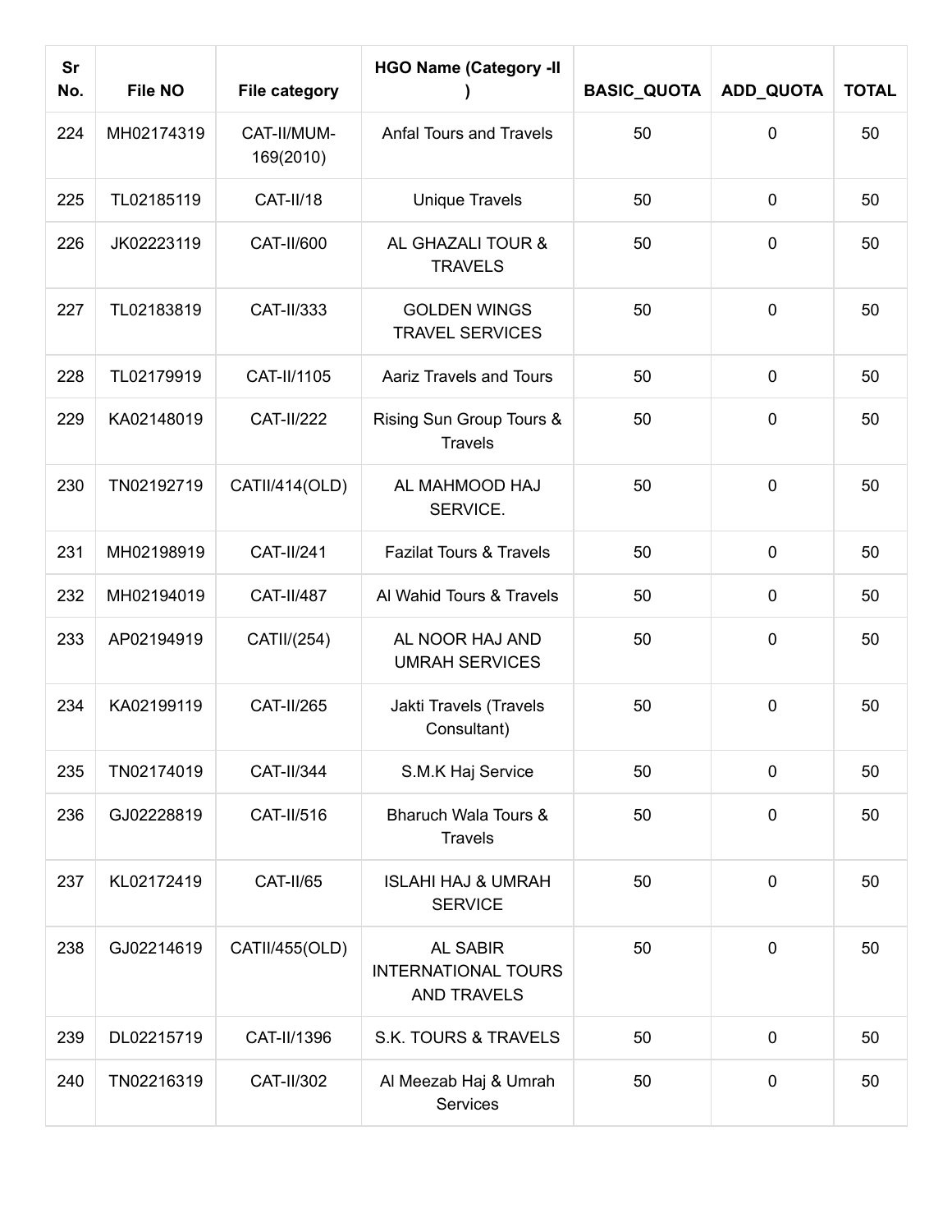| Sr No. | File NO | File category | HGO Name (Category -II ) | BASIC_QUOTA | ADD_QUOTA | TOTAL |
|---|---|---|---|---|---|---|
| 224 | MH02174319 | CAT-II/MUM-169(2010) | Anfal Tours and Travels | 50 | 0 | 50 |
| 225 | TL02185119 | CAT-II/18 | Unique Travels | 50 | 0 | 50 |
| 226 | JK02223119 | CAT-II/600 | AL GHAZALI TOUR & TRAVELS | 50 | 0 | 50 |
| 227 | TL02183819 | CAT-II/333 | GOLDEN WINGS TRAVEL SERVICES | 50 | 0 | 50 |
| 228 | TL02179919 | CAT-II/1105 | Aariz Travels and Tours | 50 | 0 | 50 |
| 229 | KA02148019 | CAT-II/222 | Rising Sun Group Tours & Travels | 50 | 0 | 50 |
| 230 | TN02192719 | CATII/414(OLD) | AL MAHMOOD HAJ SERVICE. | 50 | 0 | 50 |
| 231 | MH02198919 | CAT-II/241 | Fazilat Tours & Travels | 50 | 0 | 50 |
| 232 | MH02194019 | CAT-II/487 | Al Wahid Tours & Travels | 50 | 0 | 50 |
| 233 | AP02194919 | CATII/(254) | AL NOOR HAJ AND UMRAH SERVICES | 50 | 0 | 50 |
| 234 | KA02199119 | CAT-II/265 | Jakti Travels (Travels Consultant) | 50 | 0 | 50 |
| 235 | TN02174019 | CAT-II/344 | S.M.K Haj Service | 50 | 0 | 50 |
| 236 | GJ02228819 | CAT-II/516 | Bharuch Wala Tours & Travels | 50 | 0 | 50 |
| 237 | KL02172419 | CAT-II/65 | ISLAHI HAJ & UMRAH SERVICE | 50 | 0 | 50 |
| 238 | GJ02214619 | CATII/455(OLD) | AL SABIR INTERNATIONAL TOURS AND TRAVELS | 50 | 0 | 50 |
| 239 | DL02215719 | CAT-II/1396 | S.K. TOURS & TRAVELS | 50 | 0 | 50 |
| 240 | TN02216319 | CAT-II/302 | Al Meezab Haj & Umrah Services | 50 | 0 | 50 |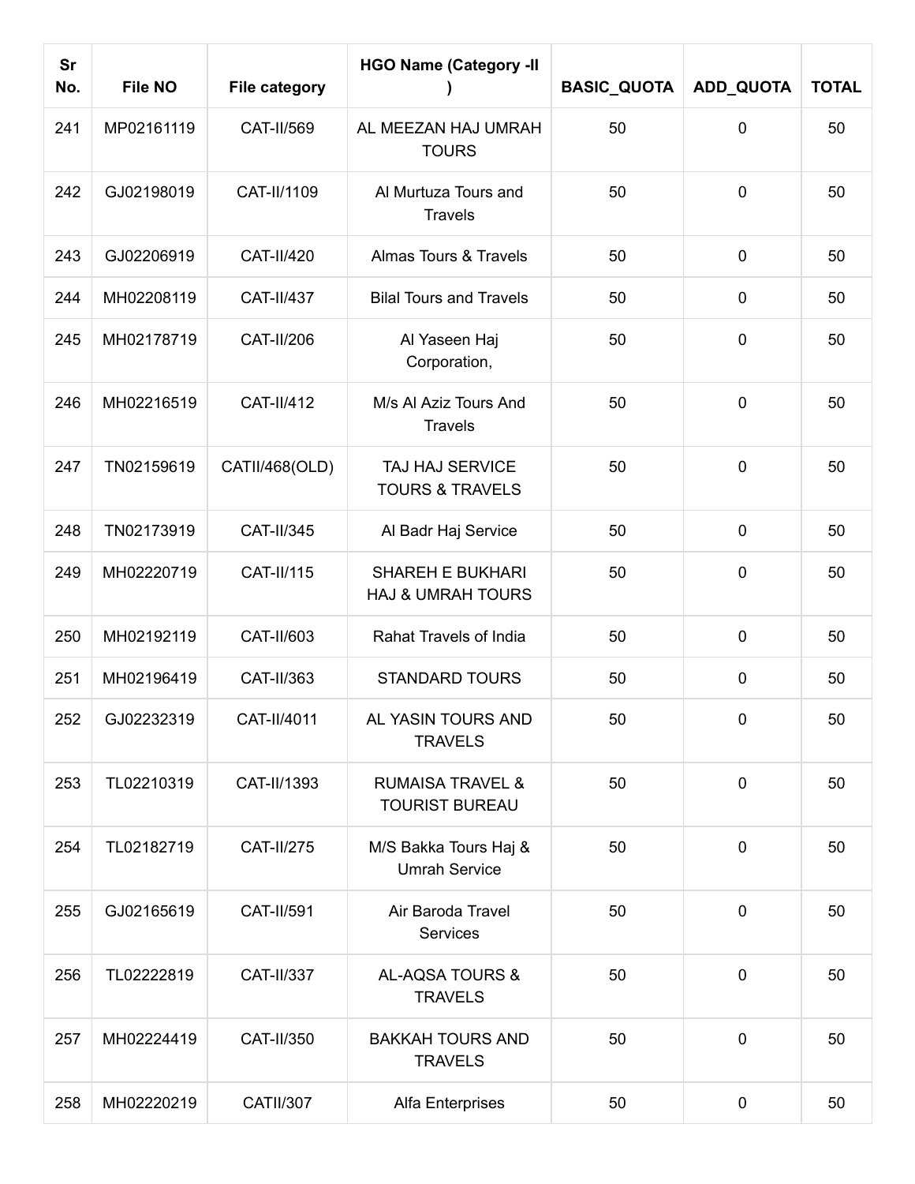| Sr No. | File NO | File category | HGO Name (Category -II ) | BASIC_QUOTA | ADD_QUOTA | TOTAL |
|---|---|---|---|---|---|---|
| 241 | MP02161119 | CAT-II/569 | AL MEEZAN HAJ UMRAH TOURS | 50 | 0 | 50 |
| 242 | GJ02198019 | CAT-II/1109 | Al Murtuza Tours and Travels | 50 | 0 | 50 |
| 243 | GJ02206919 | CAT-II/420 | Almas Tours & Travels | 50 | 0 | 50 |
| 244 | MH02208119 | CAT-II/437 | Bilal Tours and Travels | 50 | 0 | 50 |
| 245 | MH02178719 | CAT-II/206 | Al Yaseen Haj Corporation, | 50 | 0 | 50 |
| 246 | MH02216519 | CAT-II/412 | M/s Al Aziz Tours And Travels | 50 | 0 | 50 |
| 247 | TN02159619 | CATII/468(OLD) | TAJ HAJ SERVICE TOURS & TRAVELS | 50 | 0 | 50 |
| 248 | TN02173919 | CAT-II/345 | Al Badr Haj Service | 50 | 0 | 50 |
| 249 | MH02220719 | CAT-II/115 | SHAREH E BUKHARI HAJ & UMRAH TOURS | 50 | 0 | 50 |
| 250 | MH02192119 | CAT-II/603 | Rahat Travels of India | 50 | 0 | 50 |
| 251 | MH02196419 | CAT-II/363 | STANDARD TOURS | 50 | 0 | 50 |
| 252 | GJ02232319 | CAT-II/4011 | AL YASIN TOURS AND TRAVELS | 50 | 0 | 50 |
| 253 | TL02210319 | CAT-II/1393 | RUMAISA TRAVEL & TOURIST BUREAU | 50 | 0 | 50 |
| 254 | TL02182719 | CAT-II/275 | M/S Bakka Tours Haj & Umrah Service | 50 | 0 | 50 |
| 255 | GJ02165619 | CAT-II/591 | Air Baroda Travel Services | 50 | 0 | 50 |
| 256 | TL02222819 | CAT-II/337 | AL-AQSA TOURS & TRAVELS | 50 | 0 | 50 |
| 257 | MH02224419 | CAT-II/350 | BAKKAH TOURS AND TRAVELS | 50 | 0 | 50 |
| 258 | MH02220219 | CATII/307 | Alfa Enterprises | 50 | 0 | 50 |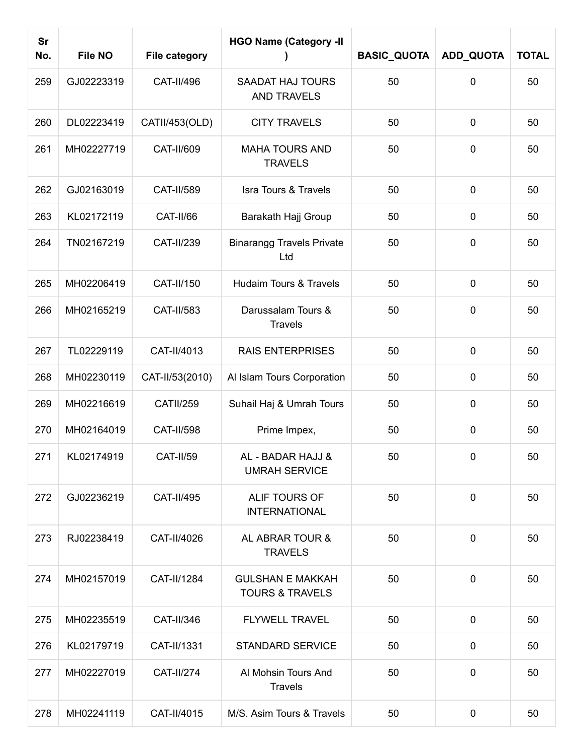| Sr No. | File NO | File category | HGO Name (Category -II ) | BASIC_QUOTA | ADD_QUOTA | TOTAL |
|---|---|---|---|---|---|---|
| 259 | GJ02223319 | CAT-II/496 | SAADAT HAJ TOURS AND TRAVELS | 50 | 0 | 50 |
| 260 | DL02223419 | CATII/453(OLD) | CITY TRAVELS | 50 | 0 | 50 |
| 261 | MH02227719 | CAT-II/609 | MAHA TOURS AND TRAVELS | 50 | 0 | 50 |
| 262 | GJ02163019 | CAT-II/589 | Isra Tours & Travels | 50 | 0 | 50 |
| 263 | KL02172119 | CAT-II/66 | Barakath Hajj Group | 50 | 0 | 50 |
| 264 | TN02167219 | CAT-II/239 | Binarangg Travels Private Ltd | 50 | 0 | 50 |
| 265 | MH02206419 | CAT-II/150 | Hudaim Tours & Travels | 50 | 0 | 50 |
| 266 | MH02165219 | CAT-II/583 | Darussalam Tours & Travels | 50 | 0 | 50 |
| 267 | TL02229119 | CAT-II/4013 | RAIS ENTERPRISES | 50 | 0 | 50 |
| 268 | MH02230119 | CAT-II/53(2010) | Al Islam Tours Corporation | 50 | 0 | 50 |
| 269 | MH02216619 | CATII/259 | Suhail Haj & Umrah Tours | 50 | 0 | 50 |
| 270 | MH02164019 | CAT-II/598 | Prime Impex, | 50 | 0 | 50 |
| 271 | KL02174919 | CAT-II/59 | AL - BADAR HAJJ & UMRAH SERVICE | 50 | 0 | 50 |
| 272 | GJ02236219 | CAT-II/495 | ALIF TOURS OF INTERNATIONAL | 50 | 0 | 50 |
| 273 | RJ02238419 | CAT-II/4026 | AL ABRAR TOUR & TRAVELS | 50 | 0 | 50 |
| 274 | MH02157019 | CAT-II/1284 | GULSHAN E MAKKAH TOURS & TRAVELS | 50 | 0 | 50 |
| 275 | MH02235519 | CAT-II/346 | FLYWELL TRAVEL | 50 | 0 | 50 |
| 276 | KL02179719 | CAT-II/1331 | STANDARD SERVICE | 50 | 0 | 50 |
| 277 | MH02227019 | CAT-II/274 | Al Mohsin Tours And Travels | 50 | 0 | 50 |
| 278 | MH02241119 | CAT-II/4015 | M/S. Asim Tours & Travels | 50 | 0 | 50 |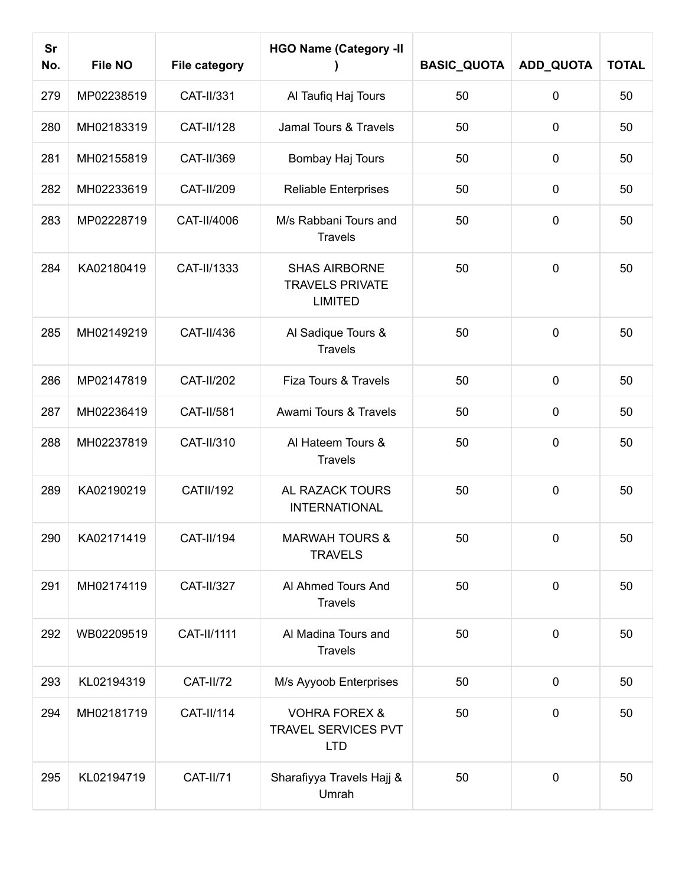| Sr No. | File NO | File category | HGO Name (Category -II ) | BASIC_QUOTA | ADD_QUOTA | TOTAL |
|---|---|---|---|---|---|---|
| 279 | MP02238519 | CAT-II/331 | Al Taufiq Haj Tours | 50 | 0 | 50 |
| 280 | MH02183319 | CAT-II/128 | Jamal Tours & Travels | 50 | 0 | 50 |
| 281 | MH02155819 | CAT-II/369 | Bombay Haj Tours | 50 | 0 | 50 |
| 282 | MH02233619 | CAT-II/209 | Reliable Enterprises | 50 | 0 | 50 |
| 283 | MP02228719 | CAT-II/4006 | M/s Rabbani Tours and Travels | 50 | 0 | 50 |
| 284 | KA02180419 | CAT-II/1333 | SHAS AIRBORNE TRAVELS PRIVATE LIMITED | 50 | 0 | 50 |
| 285 | MH02149219 | CAT-II/436 | Al Sadique Tours & Travels | 50 | 0 | 50 |
| 286 | MP02147819 | CAT-II/202 | Fiza Tours & Travels | 50 | 0 | 50 |
| 287 | MH02236419 | CAT-II/581 | Awami Tours & Travels | 50 | 0 | 50 |
| 288 | MH02237819 | CAT-II/310 | Al Hateem Tours & Travels | 50 | 0 | 50 |
| 289 | KA02190219 | CATII/192 | AL RAZACK TOURS INTERNATIONAL | 50 | 0 | 50 |
| 290 | KA02171419 | CAT-II/194 | MARWAH TOURS & TRAVELS | 50 | 0 | 50 |
| 291 | MH02174119 | CAT-II/327 | Al Ahmed Tours And Travels | 50 | 0 | 50 |
| 292 | WB02209519 | CAT-II/1111 | Al Madina Tours and Travels | 50 | 0 | 50 |
| 293 | KL02194319 | CAT-II/72 | M/s Ayyoob Enterprises | 50 | 0 | 50 |
| 294 | MH02181719 | CAT-II/114 | VOHRA FOREX & TRAVEL SERVICES PVT LTD | 50 | 0 | 50 |
| 295 | KL02194719 | CAT-II/71 | Sharafiyya Travels Hajj & Umrah | 50 | 0 | 50 |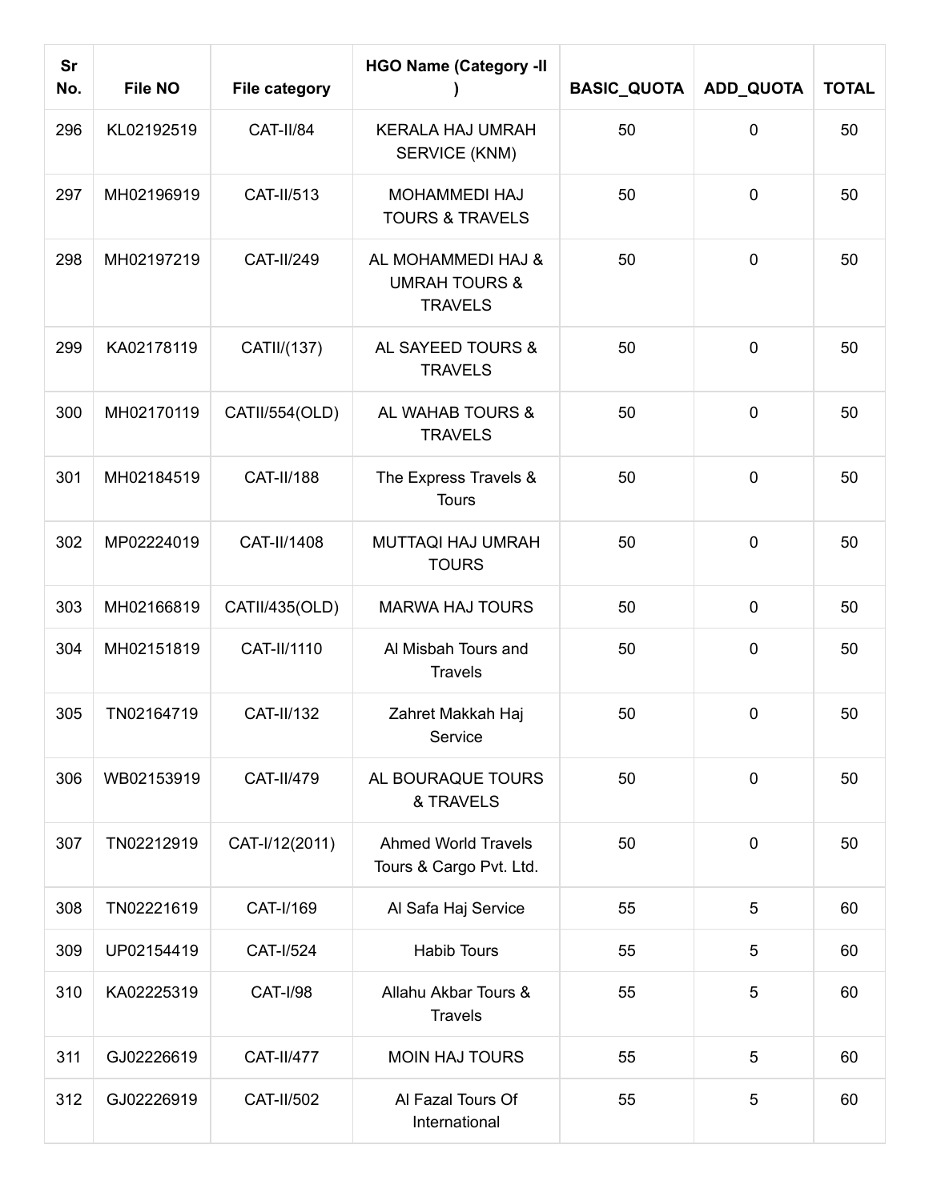| Sr No. | File NO | File category | HGO Name (Category -II ) | BASIC_QUOTA | ADD_QUOTA | TOTAL |
| --- | --- | --- | --- | --- | --- | --- |
| 296 | KL02192519 | CAT-II/84 | KERALA HAJ UMRAH SERVICE (KNM) | 50 | 0 | 50 |
| 297 | MH02196919 | CAT-II/513 | MOHAMMEDI HAJ TOURS & TRAVELS | 50 | 0 | 50 |
| 298 | MH02197219 | CAT-II/249 | AL MOHAMMEDI HAJ & UMRAH TOURS & TRAVELS | 50 | 0 | 50 |
| 299 | KA02178119 | CATII/(137) | AL SAYEED TOURS & TRAVELS | 50 | 0 | 50 |
| 300 | MH02170119 | CATII/554(OLD) | AL WAHAB TOURS & TRAVELS | 50 | 0 | 50 |
| 301 | MH02184519 | CAT-II/188 | The Express Travels & Tours | 50 | 0 | 50 |
| 302 | MP02224019 | CAT-II/1408 | MUTTAQI HAJ UMRAH TOURS | 50 | 0 | 50 |
| 303 | MH02166819 | CATII/435(OLD) | MARWA HAJ TOURS | 50 | 0 | 50 |
| 304 | MH02151819 | CAT-II/1110 | Al Misbah Tours and Travels | 50 | 0 | 50 |
| 305 | TN02164719 | CAT-II/132 | Zahret Makkah Haj Service | 50 | 0 | 50 |
| 306 | WB02153919 | CAT-II/479 | AL BOURAQUE TOURS & TRAVELS | 50 | 0 | 50 |
| 307 | TN02212919 | CAT-I/12(2011) | Ahmed World Travels Tours & Cargo Pvt. Ltd. | 50 | 0 | 50 |
| 308 | TN02221619 | CAT-I/169 | Al Safa Haj Service | 55 | 5 | 60 |
| 309 | UP02154419 | CAT-I/524 | Habib Tours | 55 | 5 | 60 |
| 310 | KA02225319 | CAT-I/98 | Allahu Akbar Tours & Travels | 55 | 5 | 60 |
| 311 | GJ02226619 | CAT-II/477 | MOIN HAJ TOURS | 55 | 5 | 60 |
| 312 | GJ02226919 | CAT-II/502 | Al Fazal Tours Of International | 55 | 5 | 60 |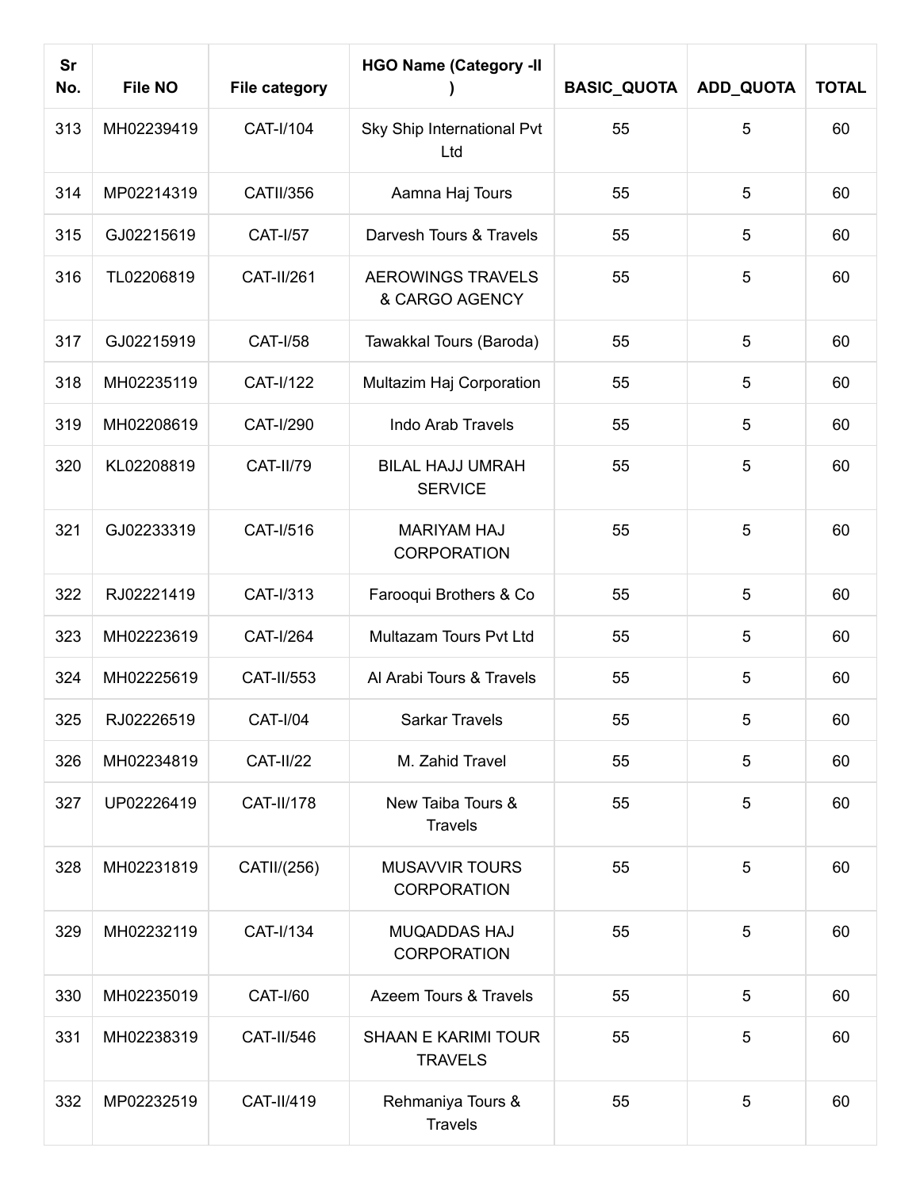| Sr No. | File NO | File category | HGO Name (Category -II ) | BASIC_QUOTA | ADD_QUOTA | TOTAL |
|---|---|---|---|---|---|---|
| 313 | MH02239419 | CAT-I/104 | Sky Ship International Pvt Ltd | 55 | 5 | 60 |
| 314 | MP02214319 | CATII/356 | Aamna Haj Tours | 55 | 5 | 60 |
| 315 | GJ02215619 | CAT-I/57 | Darvesh Tours & Travels | 55 | 5 | 60 |
| 316 | TL02206819 | CAT-II/261 | AEROWINGS TRAVELS & CARGO AGENCY | 55 | 5 | 60 |
| 317 | GJ02215919 | CAT-I/58 | Tawakkal Tours (Baroda) | 55 | 5 | 60 |
| 318 | MH02235119 | CAT-I/122 | Multazim Haj Corporation | 55 | 5 | 60 |
| 319 | MH02208619 | CAT-I/290 | Indo Arab Travels | 55 | 5 | 60 |
| 320 | KL02208819 | CAT-II/79 | BILAL HAJJ UMRAH SERVICE | 55 | 5 | 60 |
| 321 | GJ02233319 | CAT-I/516 | MARIYAM HAJ CORPORATION | 55 | 5 | 60 |
| 322 | RJ02221419 | CAT-I/313 | Farooqui Brothers & Co | 55 | 5 | 60 |
| 323 | MH02223619 | CAT-I/264 | Multazam Tours Pvt Ltd | 55 | 5 | 60 |
| 324 | MH02225619 | CAT-II/553 | Al Arabi Tours & Travels | 55 | 5 | 60 |
| 325 | RJ02226519 | CAT-I/04 | Sarkar Travels | 55 | 5 | 60 |
| 326 | MH02234819 | CAT-II/22 | M. Zahid Travel | 55 | 5 | 60 |
| 327 | UP02226419 | CAT-II/178 | New Taiba Tours & Travels | 55 | 5 | 60 |
| 328 | MH02231819 | CATII/(256) | MUSAVVIR TOURS CORPORATION | 55 | 5 | 60 |
| 329 | MH02232119 | CAT-I/134 | MUQADDAS HAJ CORPORATION | 55 | 5 | 60 |
| 330 | MH02235019 | CAT-I/60 | Azeem Tours & Travels | 55 | 5 | 60 |
| 331 | MH02238319 | CAT-II/546 | SHAAN E KARIMI TOUR TRAVELS | 55 | 5 | 60 |
| 332 | MP02232519 | CAT-II/419 | Rehmaniya Tours & Travels | 55 | 5 | 60 |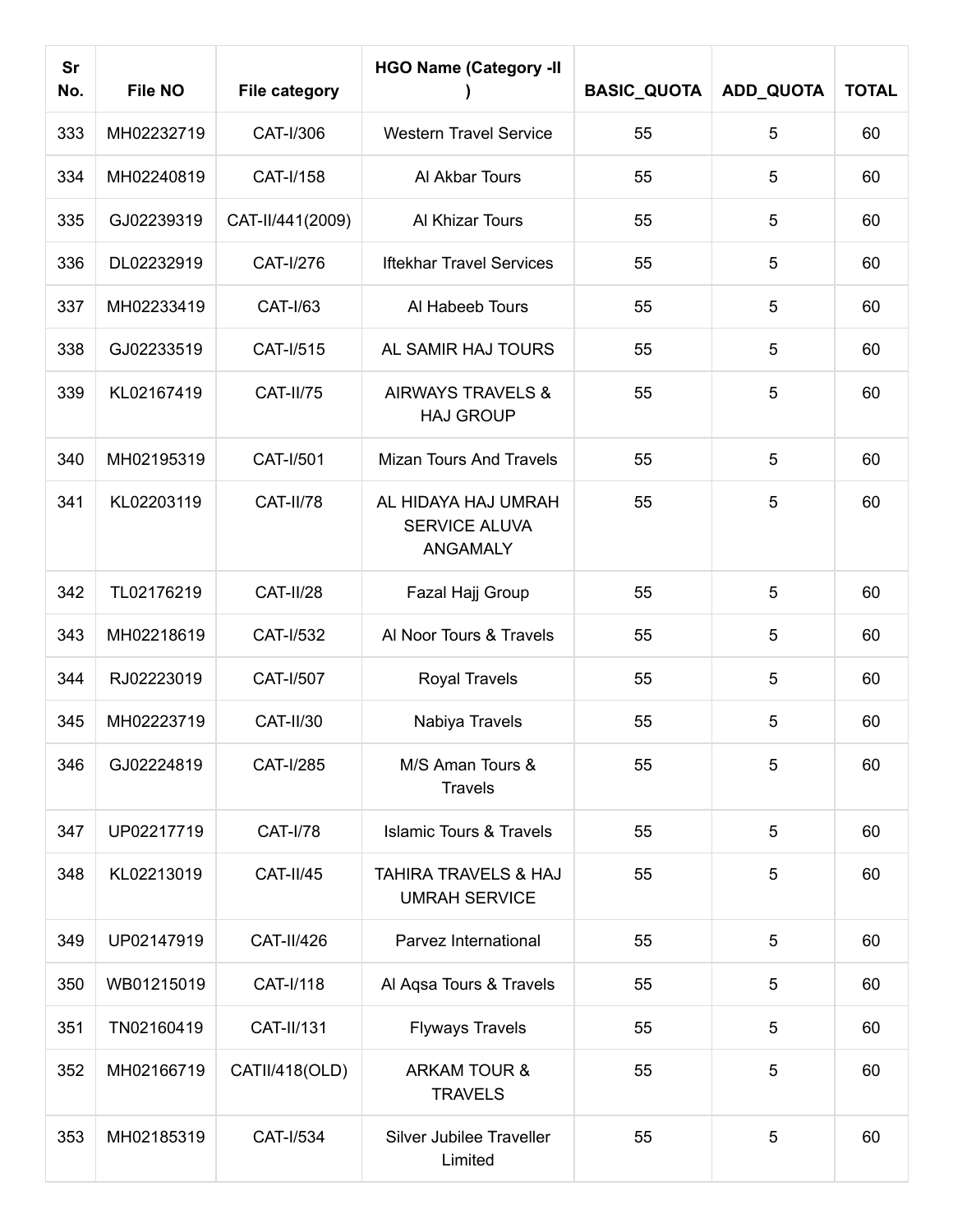| Sr No. | File NO | File category | HGO Name (Category -II ) | BASIC_QUOTA | ADD_QUOTA | TOTAL |
|---|---|---|---|---|---|---|
| 333 | MH02232719 | CAT-I/306 | Western Travel Service | 55 | 5 | 60 |
| 334 | MH02240819 | CAT-I/158 | Al Akbar Tours | 55 | 5 | 60 |
| 335 | GJ02239319 | CAT-II/441(2009) | Al Khizar Tours | 55 | 5 | 60 |
| 336 | DL02232919 | CAT-I/276 | Iftekhar Travel Services | 55 | 5 | 60 |
| 337 | MH02233419 | CAT-I/63 | Al Habeeb Tours | 55 | 5 | 60 |
| 338 | GJ02233519 | CAT-I/515 | AL SAMIR HAJ TOURS | 55 | 5 | 60 |
| 339 | KL02167419 | CAT-II/75 | AIRWAYS TRAVELS & HAJ GROUP | 55 | 5 | 60 |
| 340 | MH02195319 | CAT-I/501 | Mizan Tours And Travels | 55 | 5 | 60 |
| 341 | KL02203119 | CAT-II/78 | AL HIDAYA HAJ UMRAH SERVICE ALUVA ANGAMALY | 55 | 5 | 60 |
| 342 | TL02176219 | CAT-II/28 | Fazal Hajj Group | 55 | 5 | 60 |
| 343 | MH02218619 | CAT-I/532 | Al Noor Tours & Travels | 55 | 5 | 60 |
| 344 | RJ02223019 | CAT-I/507 | Royal Travels | 55 | 5 | 60 |
| 345 | MH02223719 | CAT-II/30 | Nabiya Travels | 55 | 5 | 60 |
| 346 | GJ02224819 | CAT-I/285 | M/S Aman Tours & Travels | 55 | 5 | 60 |
| 347 | UP02217719 | CAT-I/78 | Islamic Tours & Travels | 55 | 5 | 60 |
| 348 | KL02213019 | CAT-II/45 | TAHIRA TRAVELS & HAJ UMRAH SERVICE | 55 | 5 | 60 |
| 349 | UP02147919 | CAT-II/426 | Parvez International | 55 | 5 | 60 |
| 350 | WB01215019 | CAT-I/118 | Al Aqsa Tours & Travels | 55 | 5 | 60 |
| 351 | TN02160419 | CAT-II/131 | Flyways Travels | 55 | 5 | 60 |
| 352 | MH02166719 | CATII/418(OLD) | ARKAM TOUR & TRAVELS | 55 | 5 | 60 |
| 353 | MH02185319 | CAT-I/534 | Silver Jubilee Traveller Limited | 55 | 5 | 60 |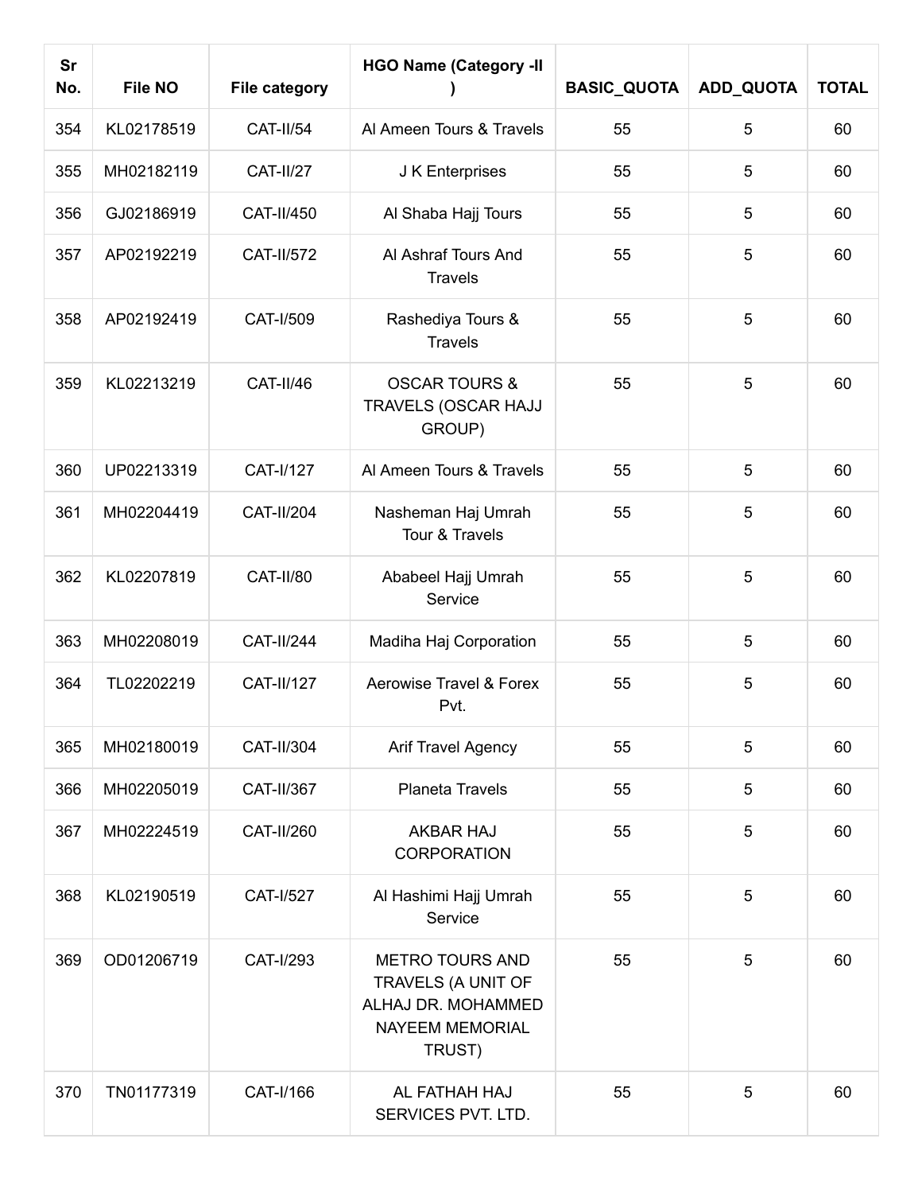| Sr No. | File NO | File category | HGO Name (Category -II ) | BASIC_QUOTA | ADD_QUOTA | TOTAL |
|---|---|---|---|---|---|---|
| 354 | KL02178519 | CAT-II/54 | Al Ameen Tours & Travels | 55 | 5 | 60 |
| 355 | MH02182119 | CAT-II/27 | J K Enterprises | 55 | 5 | 60 |
| 356 | GJ02186919 | CAT-II/450 | Al Shaba Hajj Tours | 55 | 5 | 60 |
| 357 | AP02192219 | CAT-II/572 | Al Ashraf Tours And Travels | 55 | 5 | 60 |
| 358 | AP02192419 | CAT-I/509 | Rashediya Tours & Travels | 55 | 5 | 60 |
| 359 | KL02213219 | CAT-II/46 | OSCAR TOURS & TRAVELS (OSCAR HAJJ GROUP) | 55 | 5 | 60 |
| 360 | UP02213319 | CAT-I/127 | Al Ameen Tours & Travels | 55 | 5 | 60 |
| 361 | MH02204419 | CAT-II/204 | Nasheman Haj Umrah Tour & Travels | 55 | 5 | 60 |
| 362 | KL02207819 | CAT-II/80 | Ababeel Hajj Umrah Service | 55 | 5 | 60 |
| 363 | MH02208019 | CAT-II/244 | Madiha Haj Corporation | 55 | 5 | 60 |
| 364 | TL02202219 | CAT-II/127 | Aerowise Travel & Forex Pvt. | 55 | 5 | 60 |
| 365 | MH02180019 | CAT-II/304 | Arif Travel Agency | 55 | 5 | 60 |
| 366 | MH02205019 | CAT-II/367 | Planeta Travels | 55 | 5 | 60 |
| 367 | MH02224519 | CAT-II/260 | AKBAR HAJ CORPORATION | 55 | 5 | 60 |
| 368 | KL02190519 | CAT-I/527 | Al Hashimi Hajj Umrah Service | 55 | 5 | 60 |
| 369 | OD01206719 | CAT-I/293 | METRO TOURS AND TRAVELS (A UNIT OF ALHAJ DR. MOHAMMED NAYEEM MEMORIAL TRUST) | 55 | 5 | 60 |
| 370 | TN01177319 | CAT-I/166 | AL FATHAH HAJ SERVICES PVT. LTD. | 55 | 5 | 60 |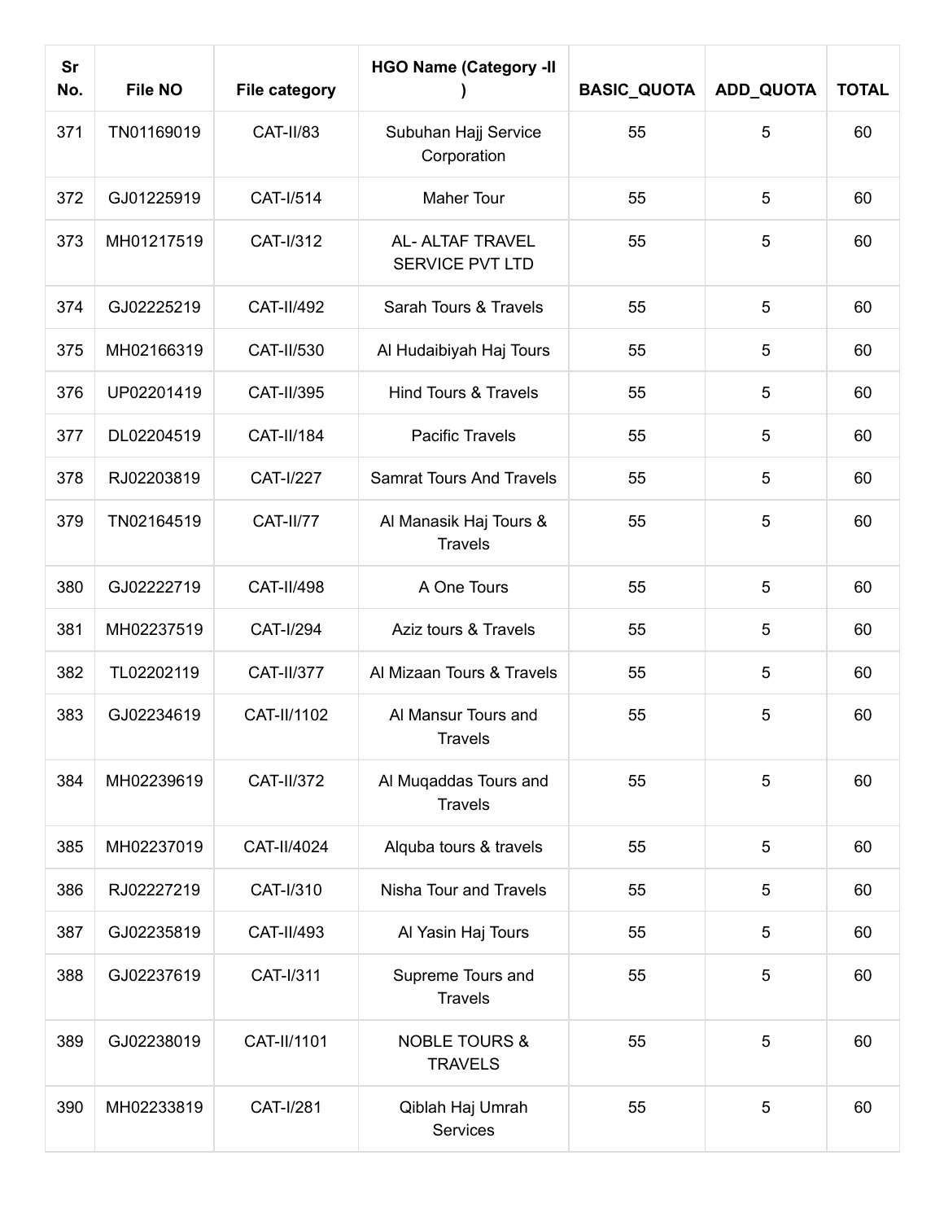| Sr No. | File NO | File category | HGO Name (Category -II ) | BASIC_QUOTA | ADD_QUOTA | TOTAL |
|---|---|---|---|---|---|---|
| 371 | TN01169019 | CAT-II/83 | Subuhan Hajj Service Corporation | 55 | 5 | 60 |
| 372 | GJ01225919 | CAT-I/514 | Maher Tour | 55 | 5 | 60 |
| 373 | MH01217519 | CAT-I/312 | AL- ALTAF TRAVEL SERVICE PVT LTD | 55 | 5 | 60 |
| 374 | GJ02225219 | CAT-II/492 | Sarah Tours & Travels | 55 | 5 | 60 |
| 375 | MH02166319 | CAT-II/530 | Al Hudaibiyah Haj Tours | 55 | 5 | 60 |
| 376 | UP02201419 | CAT-II/395 | Hind Tours & Travels | 55 | 5 | 60 |
| 377 | DL02204519 | CAT-II/184 | Pacific Travels | 55 | 5 | 60 |
| 378 | RJ02203819 | CAT-I/227 | Samrat Tours And Travels | 55 | 5 | 60 |
| 379 | TN02164519 | CAT-II/77 | Al Manasik Haj Tours & Travels | 55 | 5 | 60 |
| 380 | GJ02222719 | CAT-II/498 | A One Tours | 55 | 5 | 60 |
| 381 | MH02237519 | CAT-I/294 | Aziz tours & Travels | 55 | 5 | 60 |
| 382 | TL02202119 | CAT-II/377 | Al Mizaan Tours & Travels | 55 | 5 | 60 |
| 383 | GJ02234619 | CAT-II/1102 | Al Mansur Tours and Travels | 55 | 5 | 60 |
| 384 | MH02239619 | CAT-II/372 | Al Muqaddas Tours and Travels | 55 | 5 | 60 |
| 385 | MH02237019 | CAT-II/4024 | Alquba tours & travels | 55 | 5 | 60 |
| 386 | RJ02227219 | CAT-I/310 | Nisha Tour and Travels | 55 | 5 | 60 |
| 387 | GJ02235819 | CAT-II/493 | Al Yasin Haj Tours | 55 | 5 | 60 |
| 388 | GJ02237619 | CAT-I/311 | Supreme Tours and Travels | 55 | 5 | 60 |
| 389 | GJ02238019 | CAT-II/1101 | NOBLE TOURS & TRAVELS | 55 | 5 | 60 |
| 390 | MH02233819 | CAT-I/281 | Qiblah Haj Umrah Services | 55 | 5 | 60 |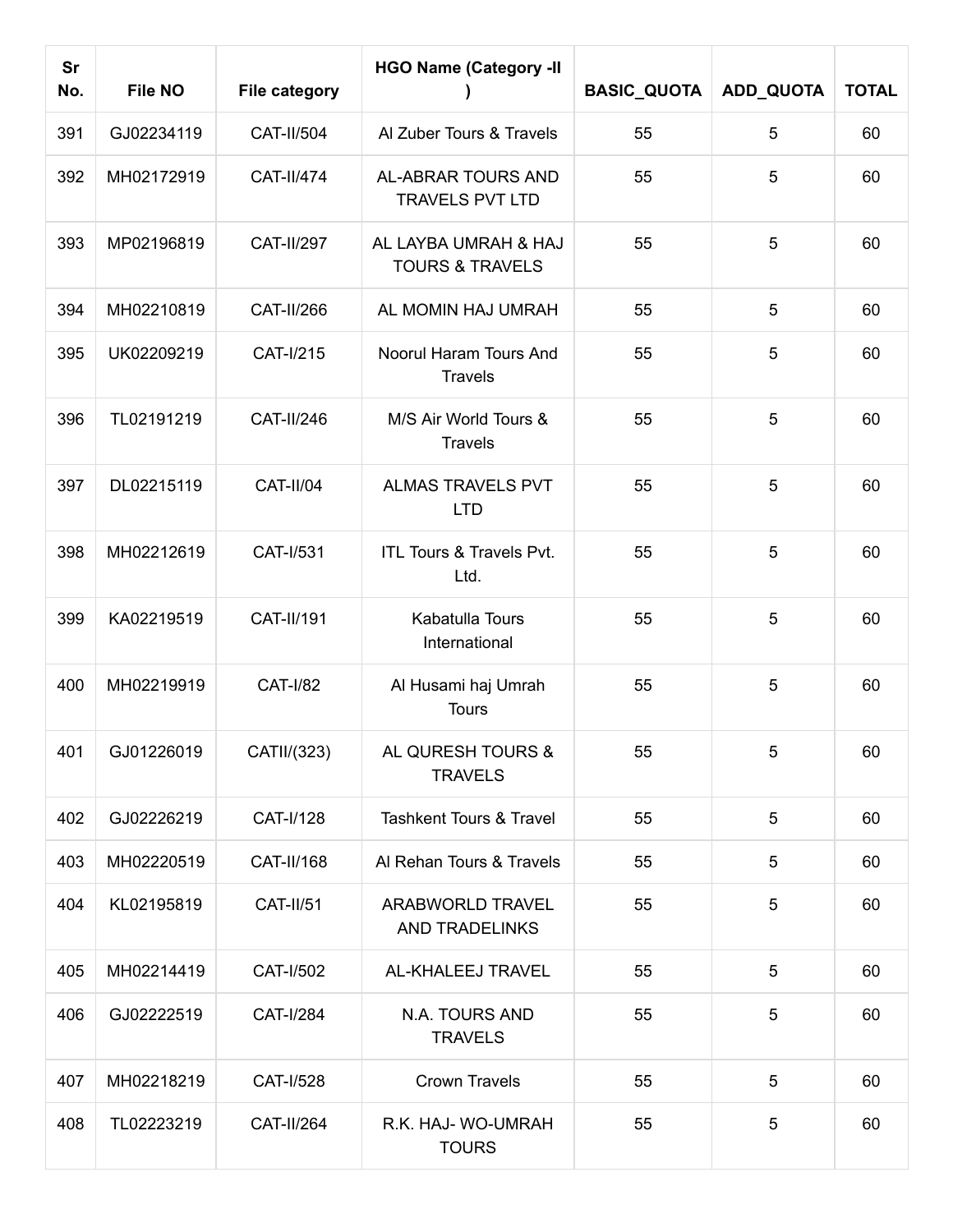| Sr No. | File NO | File category | HGO Name (Category -II ) | BASIC_QUOTA | ADD_QUOTA | TOTAL |
|---|---|---|---|---|---|---|
| 391 | GJ02234119 | CAT-II/504 | Al Zuber Tours & Travels | 55 | 5 | 60 |
| 392 | MH02172919 | CAT-II/474 | AL-ABRAR TOURS AND TRAVELS PVT LTD | 55 | 5 | 60 |
| 393 | MP02196819 | CAT-II/297 | AL LAYBA UMRAH & HAJ TOURS & TRAVELS | 55 | 5 | 60 |
| 394 | MH02210819 | CAT-II/266 | AL MOMIN HAJ UMRAH | 55 | 5 | 60 |
| 395 | UK02209219 | CAT-I/215 | Noorul Haram Tours And Travels | 55 | 5 | 60 |
| 396 | TL02191219 | CAT-II/246 | M/S Air World Tours & Travels | 55 | 5 | 60 |
| 397 | DL02215119 | CAT-II/04 | ALMAS TRAVELS PVT LTD | 55 | 5 | 60 |
| 398 | MH02212619 | CAT-I/531 | ITL Tours & Travels Pvt. Ltd. | 55 | 5 | 60 |
| 399 | KA02219519 | CAT-II/191 | Kabatulla Tours International | 55 | 5 | 60 |
| 400 | MH02219919 | CAT-I/82 | Al Husami haj Umrah Tours | 55 | 5 | 60 |
| 401 | GJ01226019 | CATII/(323) | AL QURESH TOURS & TRAVELS | 55 | 5 | 60 |
| 402 | GJ02226219 | CAT-I/128 | Tashkent Tours & Travel | 55 | 5 | 60 |
| 403 | MH02220519 | CAT-II/168 | Al Rehan Tours & Travels | 55 | 5 | 60 |
| 404 | KL02195819 | CAT-II/51 | ARABWORLD TRAVEL AND TRADELINKS | 55 | 5 | 60 |
| 405 | MH02214419 | CAT-I/502 | AL-KHALEEJ TRAVEL | 55 | 5 | 60 |
| 406 | GJ02222519 | CAT-I/284 | N.A. TOURS AND TRAVELS | 55 | 5 | 60 |
| 407 | MH02218219 | CAT-I/528 | Crown Travels | 55 | 5 | 60 |
| 408 | TL02223219 | CAT-II/264 | R.K. HAJ- WO-UMRAH TOURS | 55 | 5 | 60 |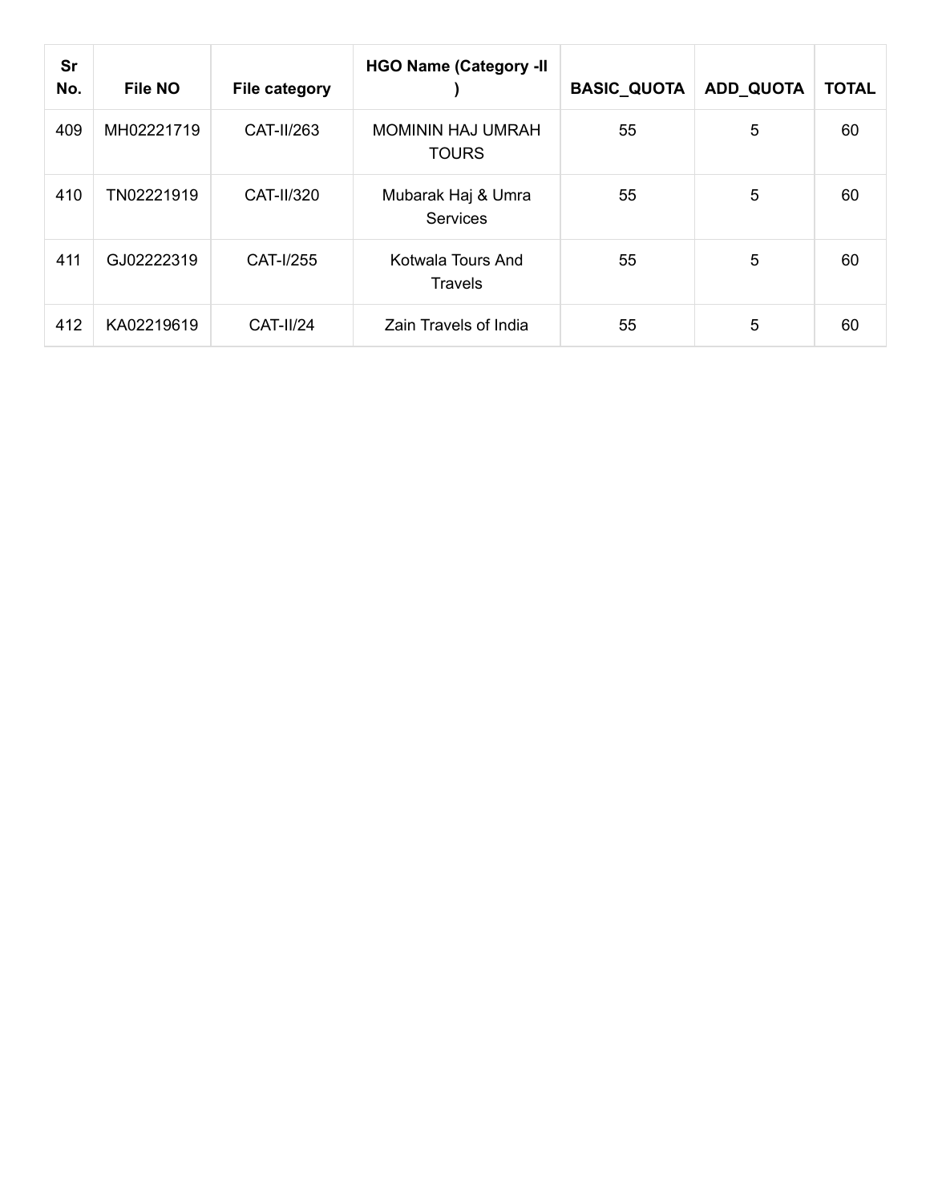| Sr No. | File NO | File category | HGO Name (Category -II ) | BASIC_QUOTA | ADD_QUOTA | TOTAL |
|---|---|---|---|---|---|---|
| 409 | MH02221719 | CAT-II/263 | MOMININ HAJ UMRAH TOURS | 55 | 5 | 60 |
| 410 | TN02221919 | CAT-II/320 | Mubarak Haj & Umra Services | 55 | 5 | 60 |
| 411 | GJ02222319 | CAT-I/255 | Kotwala Tours And Travels | 55 | 5 | 60 |
| 412 | KA02219619 | CAT-II/24 | Zain Travels of India | 55 | 5 | 60 |